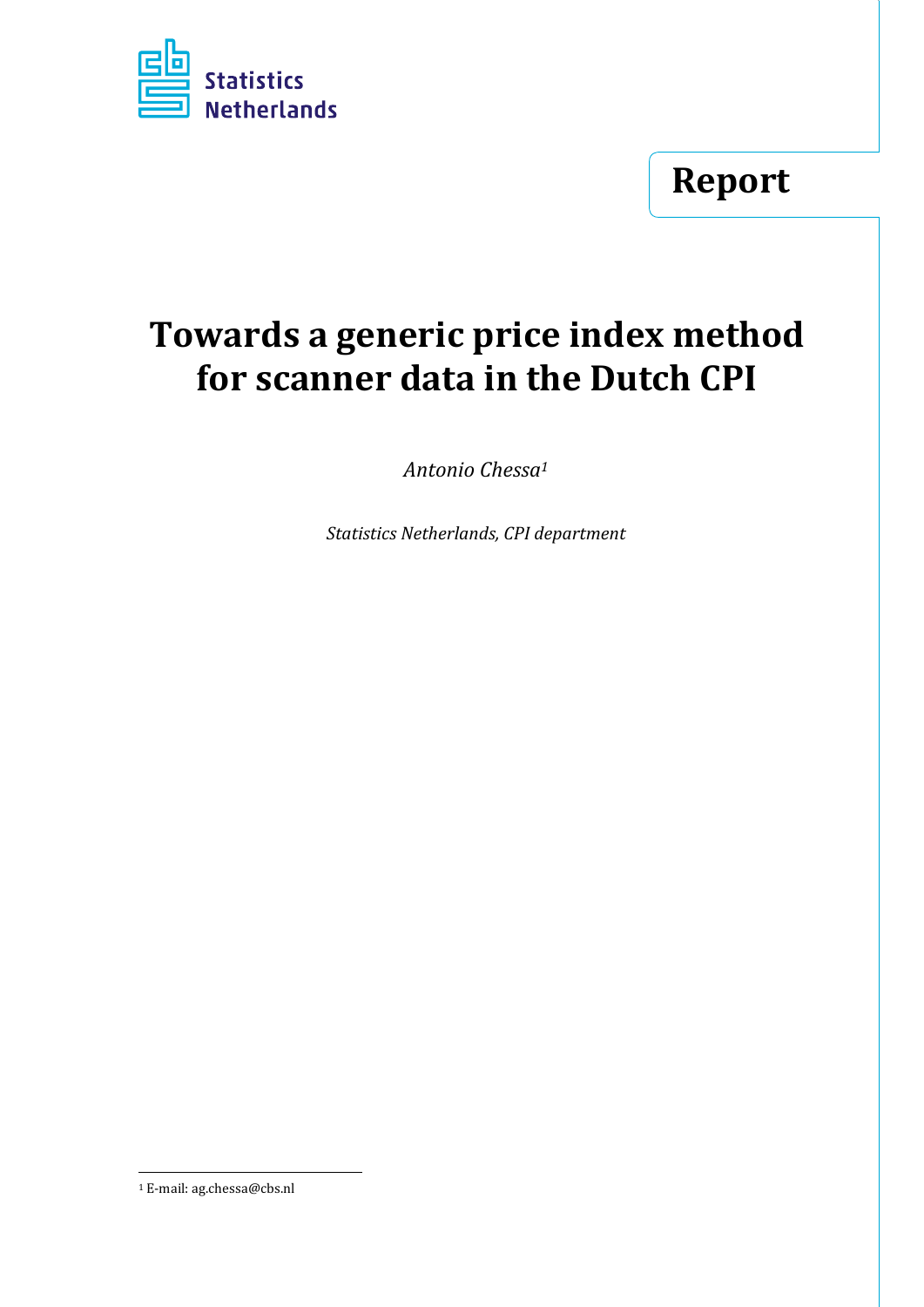Statistics Netherlands

Report

# Towards a generic price index method for scanner data in the Dutch CPI

*Antonio Chessa*[1]

*Statistics Netherlands, CPI department*

[1] E-mail: ag.chessa@cbs.nl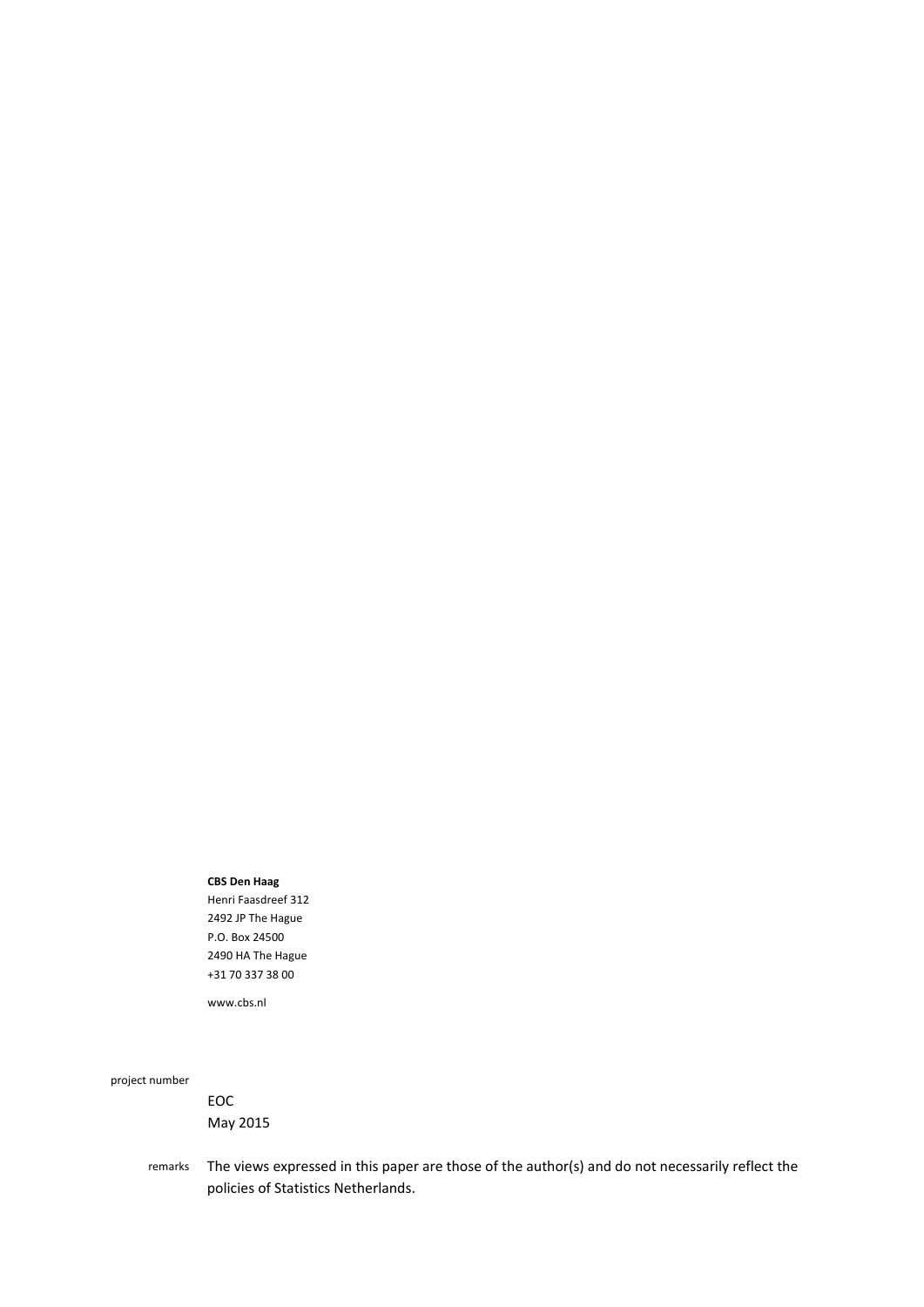**CBS Den Haag**
Henri Faasdreef 312
2492 JP The Hague
P.O. Box 24500
2490 HA The Hague
+31 70 337 38 00

www.cbs.nl

project number

EOC
May 2015

remarks The views expressed in this paper are those of the author(s) and do not necessarily reflect the policies of Statistics Netherlands.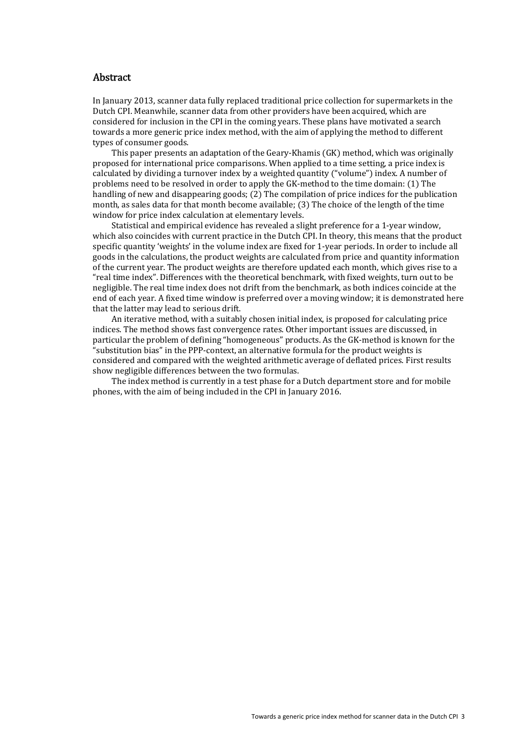## Abstract

In January 2013, scanner data fully replaced traditional price collection for supermarkets in the Dutch CPI. Meanwhile, scanner data from other providers have been acquired, which are considered for inclusion in the CPI in the coming years. These plans have motivated a search towards a more generic price index method, with the aim of applying the method to different types of consumer goods.

This paper presents an adaptation of the Geary-Khamis (GK) method, which was originally proposed for international price comparisons. When applied to a time setting, a price index is calculated by dividing a turnover index by a weighted quantity ("volume") index. A number of problems need to be resolved in order to apply the GK-method to the time domain: (1) The handling of new and disappearing goods; (2) The compilation of price indices for the publication month, as sales data for that month become available; (3) The choice of the length of the time window for price index calculation at elementary levels.

Statistical and empirical evidence has revealed a slight preference for a 1-year window, which also coincides with current practice in the Dutch CPI. In theory, this means that the product specific quantity 'weights' in the volume index are fixed for 1-year periods. In order to include all goods in the calculations, the product weights are calculated from price and quantity information of the current year. The product weights are therefore updated each month, which gives rise to a "real time index". Differences with the theoretical benchmark, with fixed weights, turn out to be negligible. The real time index does not drift from the benchmark, as both indices coincide at the end of each year. A fixed time window is preferred over a moving window; it is demonstrated here that the latter may lead to serious drift.

An iterative method, with a suitably chosen initial index, is proposed for calculating price indices. The method shows fast convergence rates. Other important issues are discussed, in particular the problem of defining "homogeneous" products. As the GK-method is known for the "substitution bias" in the PPP-context, an alternative formula for the product weights is considered and compared with the weighted arithmetic average of deflated prices. First results show negligible differences between the two formulas.

The index method is currently in a test phase for a Dutch department store and for mobile phones, with the aim of being included in the CPI in January 2016.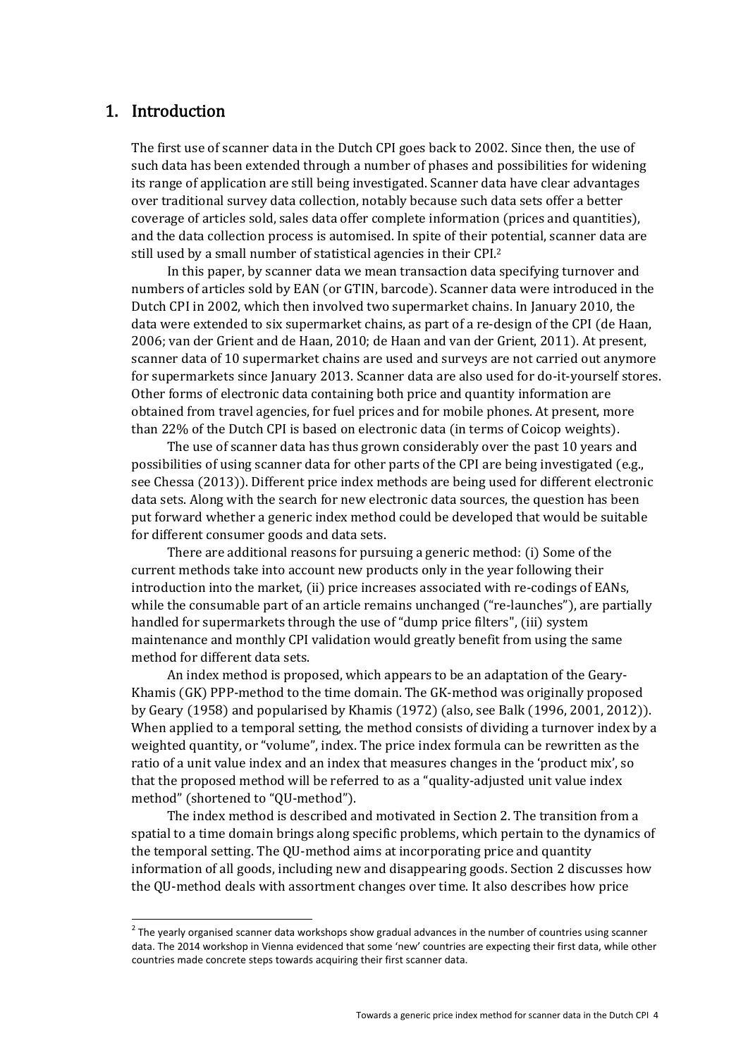## 1. Introduction

The first use of scanner data in the Dutch CPI goes back to 2002. Since then, the use of such data has been extended through a number of phases and possibilities for widening its range of application are still being investigated. Scanner data have clear advantages over traditional survey data collection, notably because such data sets offer a better coverage of articles sold, sales data offer complete information (prices and quantities), and the data collection process is automised. In spite of their potential, scanner data are still used by a small number of statistical agencies in their CPI.[2]

In this paper, by scanner data we mean transaction data specifying turnover and numbers of articles sold by EAN (or GTIN, barcode). Scanner data were introduced in the Dutch CPI in 2002, which then involved two supermarket chains. In January 2010, the data were extended to six supermarket chains, as part of a re-design of the CPI (de Haan, 2006; van der Grient and de Haan, 2010; de Haan and van der Grient, 2011). At present, scanner data of 10 supermarket chains are used and surveys are not carried out anymore for supermarkets since January 2013. Scanner data are also used for do-it-yourself stores. Other forms of electronic data containing both price and quantity information are obtained from travel agencies, for fuel prices and for mobile phones. At present, more than 22% of the Dutch CPI is based on electronic data (in terms of Coicop weights).

The use of scanner data has thus grown considerably over the past 10 years and possibilities of using scanner data for other parts of the CPI are being investigated (e.g., see Chessa (2013)). Different price index methods are being used for different electronic data sets. Along with the search for new electronic data sources, the question has been put forward whether a generic index method could be developed that would be suitable for different consumer goods and data sets.

There are additional reasons for pursuing a generic method: (i) Some of the current methods take into account new products only in the year following their introduction into the market, (ii) price increases associated with re-codings of EANs, while the consumable part of an article remains unchanged ("re-launches"), are partially handled for supermarkets through the use of "dump price filters", (iii) system maintenance and monthly CPI validation would greatly benefit from using the same method for different data sets.

An index method is proposed, which appears to be an adaptation of the Geary-Khamis (GK) PPP-method to the time domain. The GK-method was originally proposed by Geary (1958) and popularised by Khamis (1972) (also, see Balk (1996, 2001, 2012)). When applied to a temporal setting, the method consists of dividing a turnover index by a weighted quantity, or "volume", index. The price index formula can be rewritten as the ratio of a unit value index and an index that measures changes in the 'product mix', so that the proposed method will be referred to as a "quality-adjusted unit value index method" (shortened to "QU-method").

The index method is described and motivated in Section 2. The transition from a spatial to a time domain brings along specific problems, which pertain to the dynamics of the temporal setting. The QU-method aims at incorporating price and quantity information of all goods, including new and disappearing goods. Section 2 discusses how the QU-method deals with assortment changes over time. It also describes how price

[2] The yearly organised scanner data workshops show gradual advances in the number of countries using scanner data. The 2014 workshop in Vienna evidenced that some 'new' countries are expecting their first data, while other countries made concrete steps towards acquiring their first scanner data.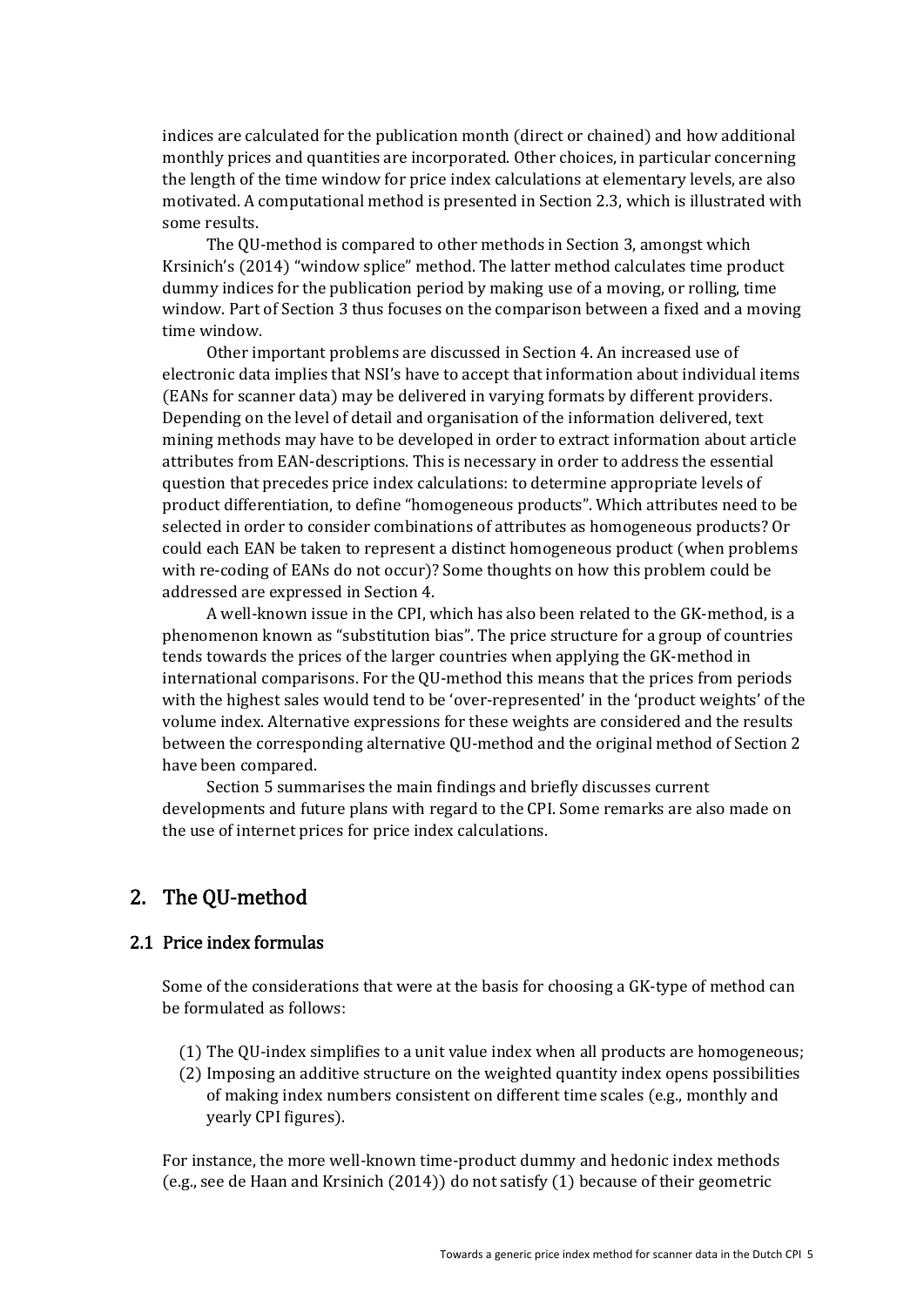indices are calculated for the publication month (direct or chained) and how additional monthly prices and quantities are incorporated. Other choices, in particular concerning the length of the time window for price index calculations at elementary levels, are also motivated. A computational method is presented in Section 2.3, which is illustrated with some results.

The QU-method is compared to other methods in Section 3, amongst which Krsinich's (2014) "window splice" method. The latter method calculates time product dummy indices for the publication period by making use of a moving, or rolling, time window. Part of Section 3 thus focuses on the comparison between a fixed and a moving time window.

Other important problems are discussed in Section 4. An increased use of electronic data implies that NSI's have to accept that information about individual items (EANs for scanner data) may be delivered in varying formats by different providers. Depending on the level of detail and organisation of the information delivered, text mining methods may have to be developed in order to extract information about article attributes from EAN-descriptions. This is necessary in order to address the essential question that precedes price index calculations: to determine appropriate levels of product differentiation, to define "homogeneous products". Which attributes need to be selected in order to consider combinations of attributes as homogeneous products? Or could each EAN be taken to represent a distinct homogeneous product (when problems with re-coding of EANs do not occur)? Some thoughts on how this problem could be addressed are expressed in Section 4.

A well-known issue in the CPI, which has also been related to the GK-method, is a phenomenon known as "substitution bias". The price structure for a group of countries tends towards the prices of the larger countries when applying the GK-method in international comparisons. For the QU-method this means that the prices from periods with the highest sales would tend to be 'over-represented' in the 'product weights' of the volume index. Alternative expressions for these weights are considered and the results between the corresponding alternative QU-method and the original method of Section 2 have been compared.

Section 5 summarises the main findings and briefly discusses current developments and future plans with regard to the CPI. Some remarks are also made on the use of internet prices for price index calculations.

## 2. The QU-method

### 2.1 Price index formulas

Some of the considerations that were at the basis for choosing a GK-type of method can be formulated as follows:

(1) The QU-index simplifies to a unit value index when all products are homogeneous;
(2) Imposing an additive structure on the weighted quantity index opens possibilities of making index numbers consistent on different time scales (e.g., monthly and yearly CPI figures).

For instance, the more well-known time-product dummy and hedonic index methods (e.g., see de Haan and Krsinich (2014)) do not satisfy (1) because of their geometric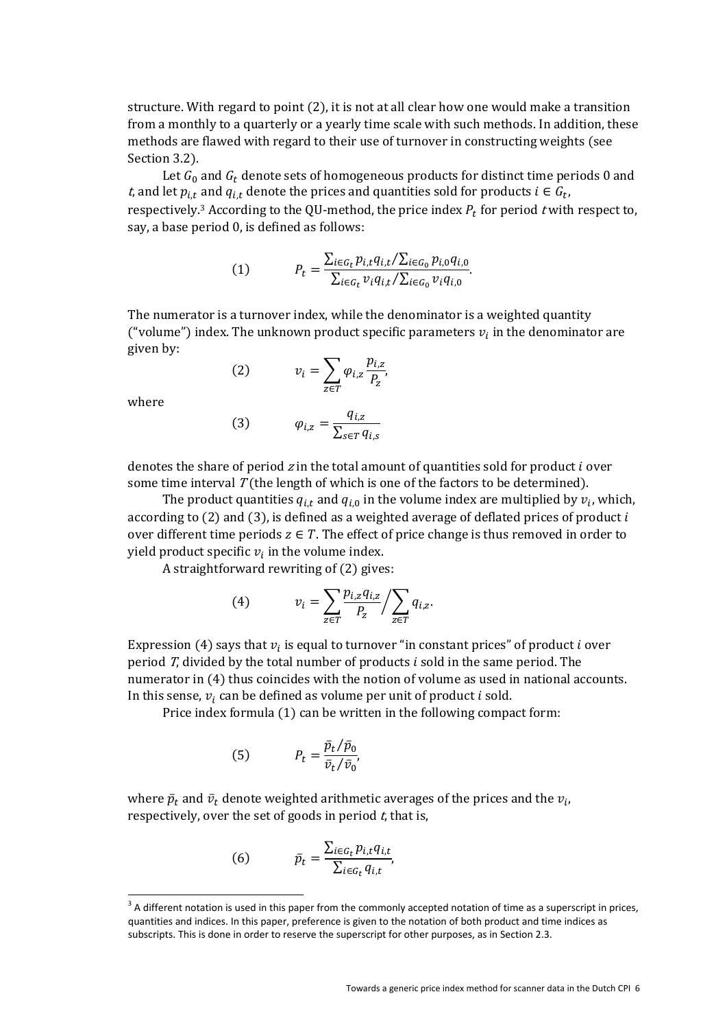structure. With regard to point (2), it is not at all clear how one would make a transition from a monthly to a quarterly or a yearly time scale with such methods. In addition, these methods are flawed with regard to their use of turnover in constructing weights (see Section 3.2).

Let $G_0$ and $G_t$ denote sets of homogeneous products for distinct time periods 0 and $t$, and let $p_{i,t}$ and $q_{i,t}$ denote the prices and quantities sold for products $i \in G_t$, respectively.[3] According to the QU-method, the price index $P_t$ for period $t$ with respect to, say, a base period 0, is defined as follows:

$$(1) \qquad P_t = \frac{\sum_{i \in G_t} p_{i,t} q_{i,t} / \sum_{i \in G_0} p_{i,0} q_{i,0}}{\sum_{i \in G_t} v_i q_{i,t} / \sum_{i \in G_0} v_i q_{i,0}}.$$

The numerator is a turnover index, while the denominator is a weighted quantity ("volume") index. The unknown product specific parameters $v_i$ in the denominator are given by:

$$(2) \qquad v_i = \sum_{z \in T} \varphi_{i,z} \frac{p_{i,z}}{P_z},$$

where

$$(3) \qquad \varphi_{i,z} = \frac{q_{i,z}}{\sum_{s \in T} q_{i,s}}$$

denotes the share of period $z$ in the total amount of quantities sold for product $i$ over some time interval $T$ (the length of which is one of the factors to be determined).

The product quantities $q_{i,t}$ and $q_{i,0}$ in the volume index are multiplied by $v_i$, which, according to (2) and (3), is defined as a weighted average of deflated prices of product $i$ over different time periods $z \in T$. The effect of price change is thus removed in order to yield product specific $v_i$ in the volume index.

A straightforward rewriting of (2) gives:

$$(4) \qquad v_i = \sum_{z \in T} \frac{p_{i,z} q_{i,z}}{P_z} \Big/ \sum_{z \in T} q_{i,z}.$$

Expression (4) says that $v_i$ is equal to turnover "in constant prices" of product $i$ over period $T$, divided by the total number of products $i$ sold in the same period. The numerator in (4) thus coincides with the notion of volume as used in national accounts. In this sense, $v_i$ can be defined as volume per unit of product $i$ sold.

Price index formula (1) can be written in the following compact form:

$$(5) \qquad P_t = \frac{\bar{p}_t / \bar{p}_0}{\bar{v}_t / \bar{v}_0},$$

where $\bar{p}_t$ and $\bar{v}_t$ denote weighted arithmetic averages of the prices and the $v_i$, respectively, over the set of goods in period $t$, that is,

$$(6) \qquad \bar{p}_t = \frac{\sum_{i \in G_t} p_{i,t} q_{i,t}}{\sum_{i \in G_t} q_{i,t}},$$

[3] A different notation is used in this paper from the commonly accepted notation of time as a superscript in prices, quantities and indices. In this paper, preference is given to the notation of both product and time indices as subscripts. This is done in order to reserve the superscript for other purposes, as in Section 2.3.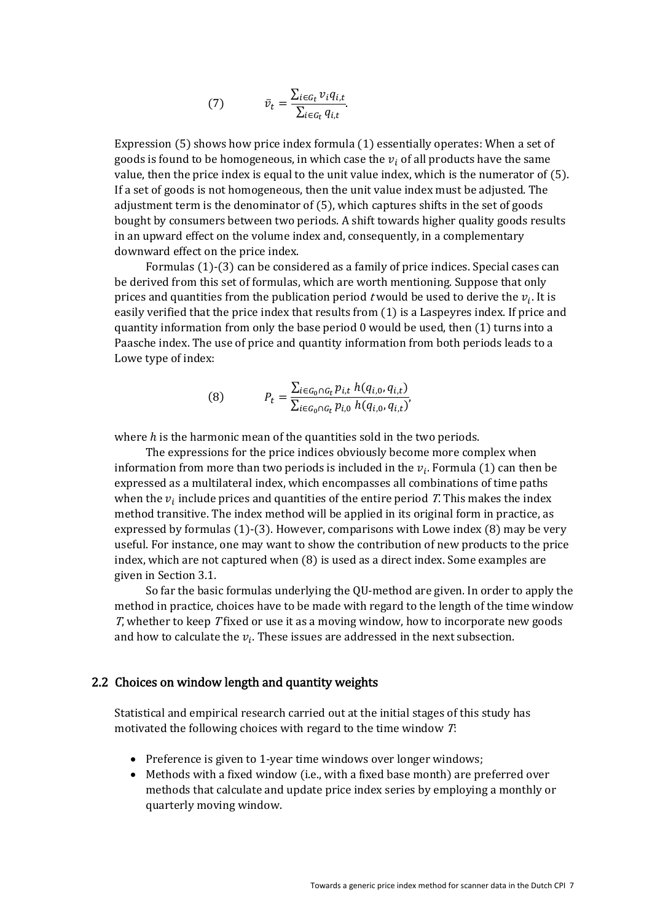$$(7) \qquad \bar{v}_t = \frac{\sum_{i \in G_t} v_i q_{i,t}}{\sum_{i \in G_t} q_{i,t}}.$$

Expression (5) shows how price index formula (1) essentially operates: When a set of goods is found to be homogeneous, in which case the $v_i$ of all products have the same value, then the price index is equal to the unit value index, which is the numerator of (5). If a set of goods is not homogeneous, then the unit value index must be adjusted. The adjustment term is the denominator of (5), which captures shifts in the set of goods bought by consumers between two periods. A shift towards higher quality goods results in an upward effect on the volume index and, consequently, in a complementary downward effect on the price index.

Formulas (1)-(3) can be considered as a family of price indices. Special cases can be derived from this set of formulas, which are worth mentioning. Suppose that only prices and quantities from the publication period $t$ would be used to derive the $v_i$. It is easily verified that the price index that results from (1) is a Laspeyres index. If price and quantity information from only the base period 0 would be used, then (1) turns into a Paasche index. The use of price and quantity information from both periods leads to a Lowe type of index:

$$(8) \qquad P_t = \frac{\sum_{i \in G_0 \cap G_t} p_{i,t}\, h(q_{i,0}, q_{i,t})}{\sum_{i \in G_0 \cap G_t} p_{i,0}\, h(q_{i,0}, q_{i,t})},$$

where $h$ is the harmonic mean of the quantities sold in the two periods.

The expressions for the price indices obviously become more complex when information from more than two periods is included in the $v_i$. Formula (1) can then be expressed as a multilateral index, which encompasses all combinations of time paths when the $v_i$ include prices and quantities of the entire period $T$. This makes the index method transitive. The index method will be applied in its original form in practice, as expressed by formulas (1)-(3). However, comparisons with Lowe index (8) may be very useful. For instance, one may want to show the contribution of new products to the price index, which are not captured when (8) is used as a direct index. Some examples are given in Section 3.1.

So far the basic formulas underlying the QU-method are given. In order to apply the method in practice, choices have to be made with regard to the length of the time window $T$, whether to keep $T$ fixed or use it as a moving window, how to incorporate new goods and how to calculate the $v_i$. These issues are addressed in the next subsection.

## 2.2 Choices on window length and quantity weights

Statistical and empirical research carried out at the initial stages of this study has motivated the following choices with regard to the time window $T$:

- Preference is given to 1-year time windows over longer windows;
- Methods with a fixed window (i.e., with a fixed base month) are preferred over methods that calculate and update price index series by employing a monthly or quarterly moving window.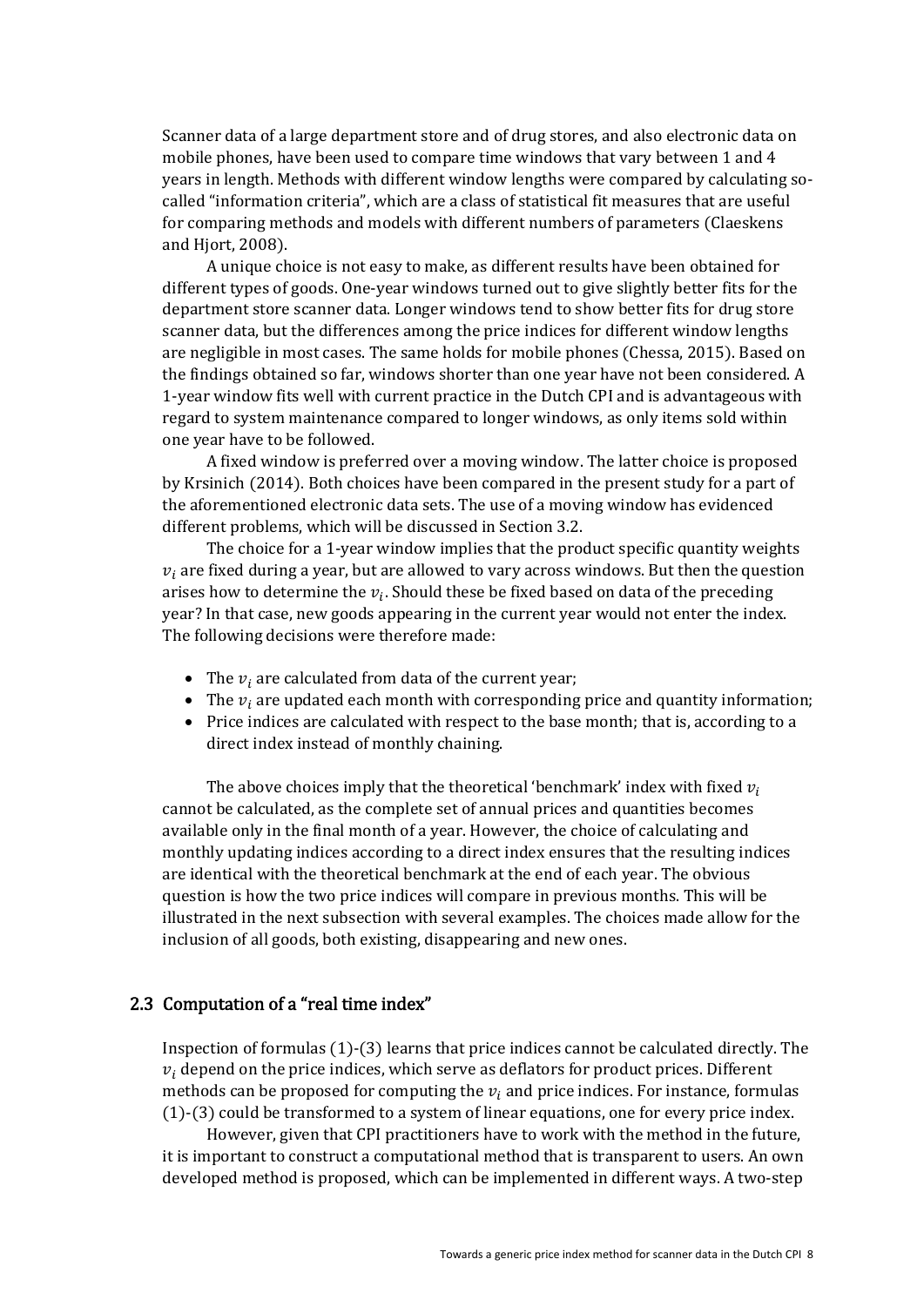Scanner data of a large department store and of drug stores, and also electronic data on mobile phones, have been used to compare time windows that vary between 1 and 4 years in length. Methods with different window lengths were compared by calculating so-called "information criteria", which are a class of statistical fit measures that are useful for comparing methods and models with different numbers of parameters (Claeskens and Hjort, 2008).

A unique choice is not easy to make, as different results have been obtained for different types of goods. One-year windows turned out to give slightly better fits for the department store scanner data. Longer windows tend to show better fits for drug store scanner data, but the differences among the price indices for different window lengths are negligible in most cases. The same holds for mobile phones (Chessa, 2015). Based on the findings obtained so far, windows shorter than one year have not been considered. A 1-year window fits well with current practice in the Dutch CPI and is advantageous with regard to system maintenance compared to longer windows, as only items sold within one year have to be followed.

A fixed window is preferred over a moving window. The latter choice is proposed by Krsinich (2014). Both choices have been compared in the present study for a part of the aforementioned electronic data sets. The use of a moving window has evidenced different problems, which will be discussed in Section 3.2.

The choice for a 1-year window implies that the product specific quantity weights $v_i$ are fixed during a year, but are allowed to vary across windows. But then the question arises how to determine the $v_i$. Should these be fixed based on data of the preceding year? In that case, new goods appearing in the current year would not enter the index. The following decisions were therefore made:

- The $v_i$ are calculated from data of the current year;
- The $v_i$ are updated each month with corresponding price and quantity information;
- Price indices are calculated with respect to the base month; that is, according to a direct index instead of monthly chaining.

The above choices imply that the theoretical 'benchmark' index with fixed $v_i$ cannot be calculated, as the complete set of annual prices and quantities becomes available only in the final month of a year. However, the choice of calculating and monthly updating indices according to a direct index ensures that the resulting indices are identical with the theoretical benchmark at the end of each year. The obvious question is how the two price indices will compare in previous months. This will be illustrated in the next subsection with several examples. The choices made allow for the inclusion of all goods, both existing, disappearing and new ones.

## 2.3 Computation of a "real time index"

Inspection of formulas (1)-(3) learns that price indices cannot be calculated directly. The $v_i$ depend on the price indices, which serve as deflators for product prices. Different methods can be proposed for computing the $v_i$ and price indices. For instance, formulas (1)-(3) could be transformed to a system of linear equations, one for every price index.

However, given that CPI practitioners have to work with the method in the future, it is important to construct a computational method that is transparent to users. An own developed method is proposed, which can be implemented in different ways. A two-step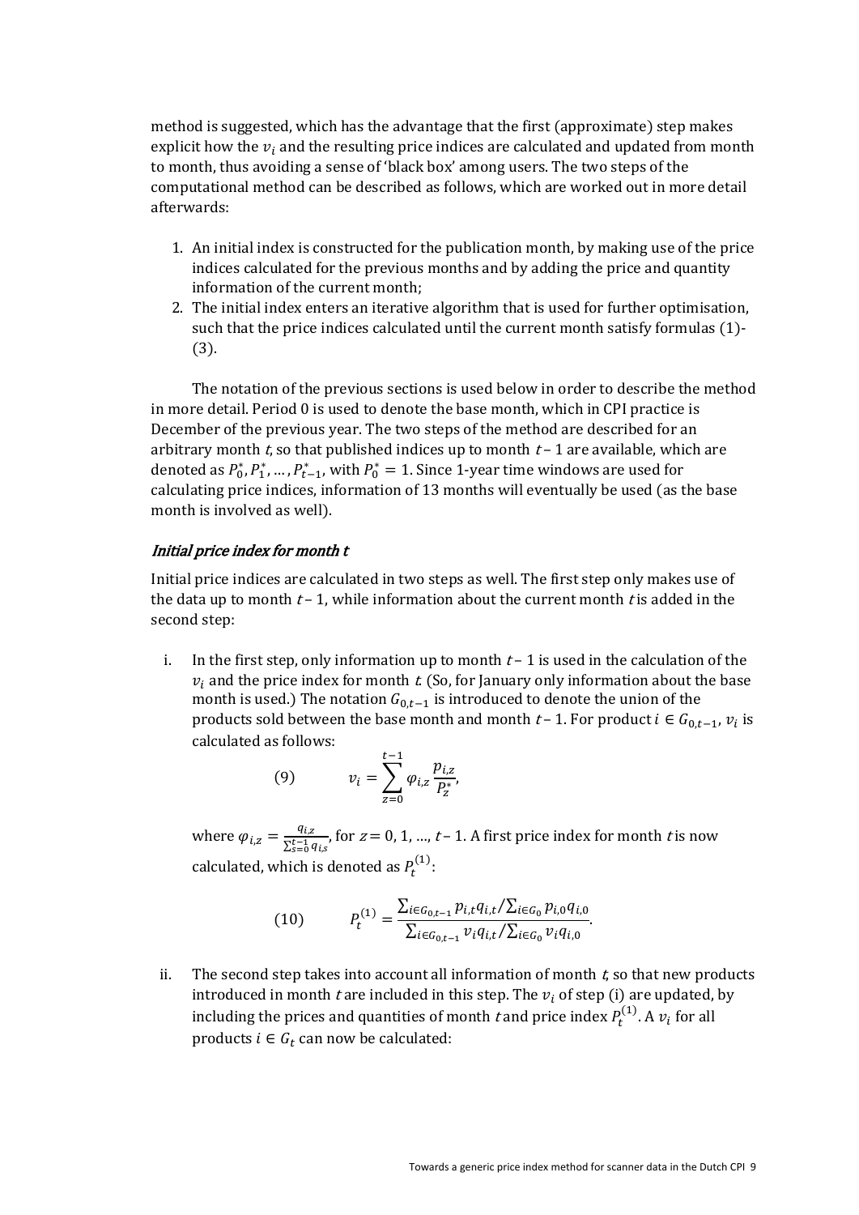method is suggested, which has the advantage that the first (approximate) step makes explicit how the $v_i$ and the resulting price indices are calculated and updated from month to month, thus avoiding a sense of 'black box' among users. The two steps of the computational method can be described as follows, which are worked out in more detail afterwards:

1. An initial index is constructed for the publication month, by making use of the price indices calculated for the previous months and by adding the price and quantity information of the current month;
2. The initial index enters an iterative algorithm that is used for further optimisation, such that the price indices calculated until the current month satisfy formulas (1)-(3).

The notation of the previous sections is used below in order to describe the method in more detail. Period 0 is used to denote the base month, which in CPI practice is December of the previous year. The two steps of the method are described for an arbitrary month $t$, so that published indices up to month $t-1$ are available, which are denoted as $P_0^*, P_1^*, \ldots, P_{t-1}^*$, with $P_0^* = 1$. Since 1-year time windows are used for calculating price indices, information of 13 months will eventually be used (as the base month is involved as well).

#### *Initial price index for month t*

Initial price indices are calculated in two steps as well. The first step only makes use of the data up to month $t-1$, while information about the current month $t$ is added in the second step:

i. In the first step, only information up to month $t-1$ is used in the calculation of the $v_i$ and the price index for month $t$. (So, for January only information about the base month is used.) The notation $G_{0,t-1}$ is introduced to denote the union of the products sold between the base month and month $t-1$. For product $i \in G_{0,t-1}$, $v_i$ is calculated as follows:

$$(9) \qquad v_i = \sum_{z=0}^{t-1} \varphi_{i,z} \frac{p_{i,z}}{P_z^*},$$

where $\varphi_{i,z} = \frac{q_{i,z}}{\sum_{s=0}^{t-1} q_{i,s}}$, for $z = 0, 1, \ldots, t-1$. A first price index for month $t$ is now calculated, which is denoted as $P_t^{(1)}$:

$$(10) \qquad P_t^{(1)} = \frac{\sum_{i \in G_{0,t-1}} p_{i,t} q_{i,t} / \sum_{i \in G_0} p_{i,0} q_{i,0}}{\sum_{i \in G_{0,t-1}} v_i q_{i,t} / \sum_{i \in G_0} v_i q_{i,0}}.$$

ii. The second step takes into account all information of month $t$, so that new products introduced in month $t$ are included in this step. The $v_i$ of step (i) are updated, by including the prices and quantities of month $t$ and price index $P_t^{(1)}$. A $v_i$ for all products $i \in G_t$ can now be calculated: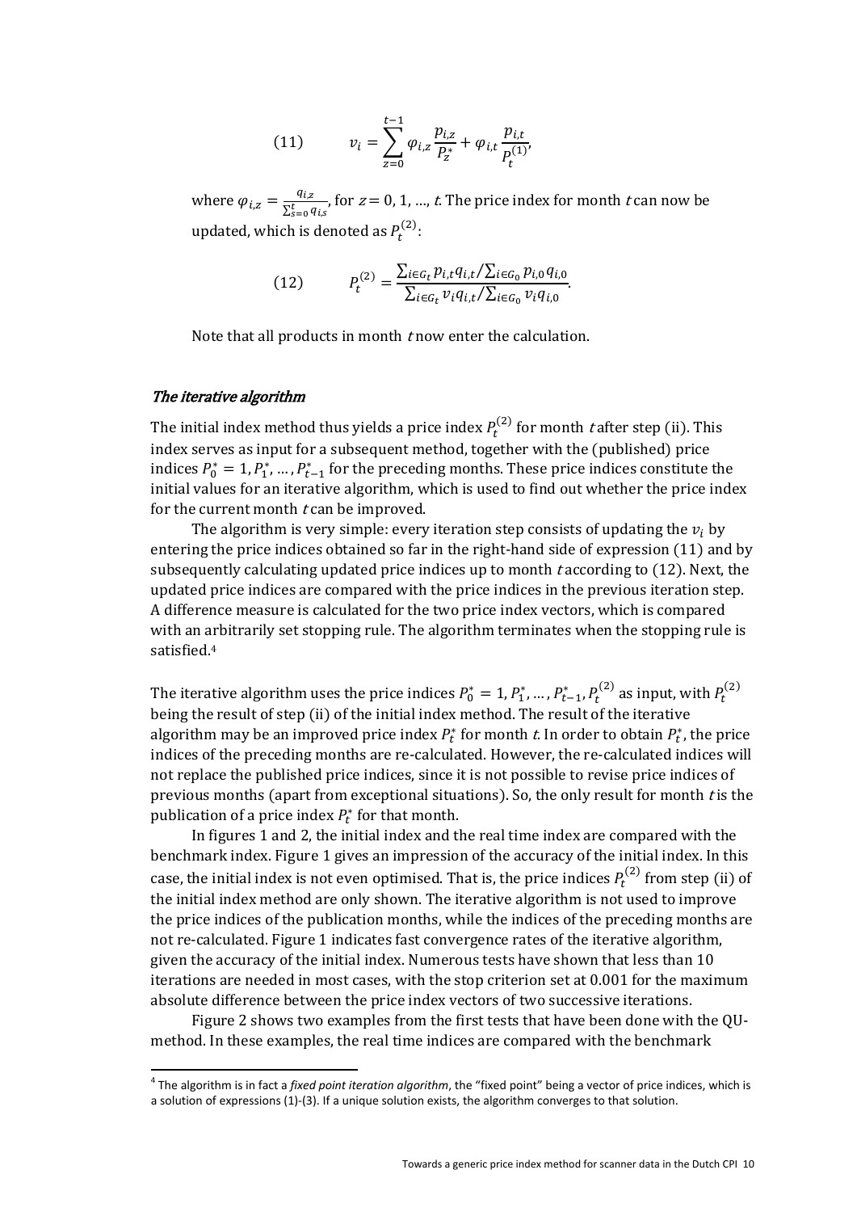$$(11) \qquad v_i = \sum_{z=0}^{t-1} \varphi_{i,z} \frac{p_{i,z}}{P_z^*} + \varphi_{i,t} \frac{p_{i,t}}{P_t^{(1)}},$$

where $\varphi_{i,z} = \frac{q_{i,z}}{\sum_{s=0}^{t} q_{i,s}}$, for $z = 0, 1, \ldots, t$. The price index for month $t$ can now be updated, which is denoted as $P_t^{(2)}$:

$$(12) \qquad P_t^{(2)} = \frac{\sum_{i \in G_t} p_{i,t} q_{i,t} / \sum_{i \in G_0} p_{i,0} q_{i,0}}{\sum_{i \in G_t} v_i q_{i,t} / \sum_{i \in G_0} v_i q_{i,0}}.$$

Note that all products in month $t$ now enter the calculation.

### *The iterative algorithm*

The initial index method thus yields a price index $P_t^{(2)}$ for month $t$ after step (ii). This index serves as input for a subsequent method, together with the (published) price indices $P_0^* = 1, P_1^*, \ldots, P_{t-1}^*$ for the preceding months. These price indices constitute the initial values for an iterative algorithm, which is used to find out whether the price index for the current month $t$ can be improved.

The algorithm is very simple: every iteration step consists of updating the $v_i$ by entering the price indices obtained so far in the right-hand side of expression (11) and by subsequently calculating updated price indices up to month $t$ according to (12). Next, the updated price indices are compared with the price indices in the previous iteration step. A difference measure is calculated for the two price index vectors, which is compared with an arbitrarily set stopping rule. The algorithm terminates when the stopping rule is satisfied.[4]

The iterative algorithm uses the price indices $P_0^* = 1, P_1^*, \ldots, P_{t-1}^*, P_t^{(2)}$ as input, with $P_t^{(2)}$ being the result of step (ii) of the initial index method. The result of the iterative algorithm may be an improved price index $P_t^*$ for month $t$. In order to obtain $P_t^*$, the price indices of the preceding months are re-calculated. However, the re-calculated indices will not replace the published price indices, since it is not possible to revise price indices of previous months (apart from exceptional situations). So, the only result for month $t$ is the publication of a price index $P_t^*$ for that month.

In figures 1 and 2, the initial index and the real time index are compared with the benchmark index. Figure 1 gives an impression of the accuracy of the initial index. In this case, the initial index is not even optimised. That is, the price indices $P_t^{(2)}$ from step (ii) of the initial index method are only shown. The iterative algorithm is not used to improve the price indices of the publication months, while the indices of the preceding months are not re-calculated. Figure 1 indicates fast convergence rates of the iterative algorithm, given the accuracy of the initial index. Numerous tests have shown that less than 10 iterations are needed in most cases, with the stop criterion set at 0.001 for the maximum absolute difference between the price index vectors of two successive iterations.

Figure 2 shows two examples from the first tests that have been done with the QU-method. In these examples, the real time indices are compared with the benchmark

[4] The algorithm is in fact a *fixed point iteration algorithm*, the "fixed point" being a vector of price indices, which is a solution of expressions (1)-(3). If a unique solution exists, the algorithm converges to that solution.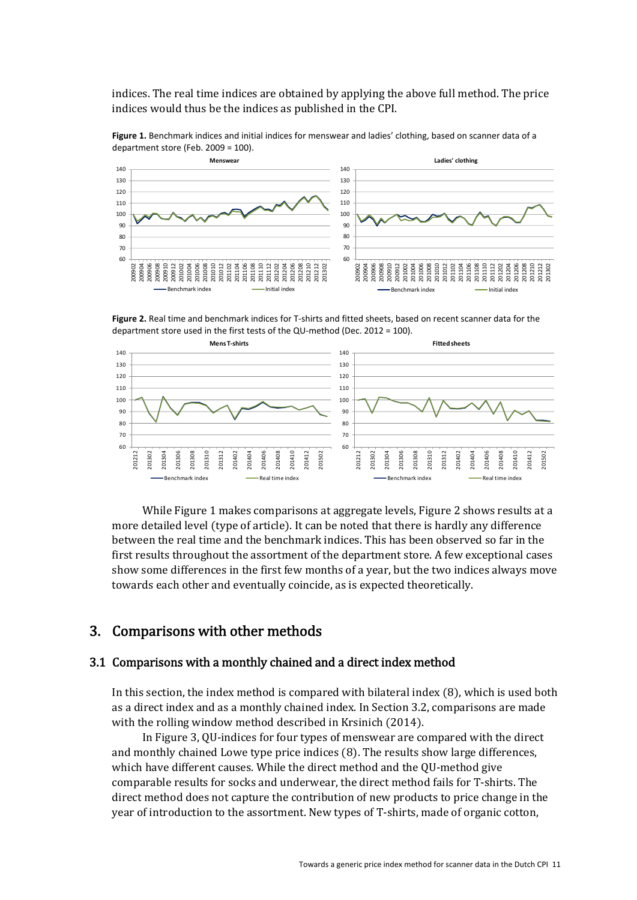indices. The real time indices are obtained by applying the above full method. The price indices would thus be the indices as published in the CPI.

**Figure 1.** Benchmark indices and initial indices for menswear and ladies' clothing, based on scanner data of a department store (Feb. 2009 = 100).

Menswear

140
130
120
110
100
90
80
70
60

200902 200904 200906 200908 200910 200912 201002 201004 201006 201008 201010 201012 201102 201104 201106 201108 201110 201112 201202 201204 201206 201208 201210 201212 201302

Benchmark index — Initial index

Ladies' clothing

140
130
120
110
100
90
80
70
60

200902 200904 200906 200908 200910 200912 201002 201004 201006 201008 201010 201012 201102 201104 201106 201108 201110 201112 201202 201204 201206 201208 201210 201212 201302

Benchmark index — Initial index

**Figure 2.** Real time and benchmark indices for T-shirts and fitted sheets, based on recent scanner data for the department store used in the first tests of the QU-method (Dec. 2012 = 100).

Mens T-shirts

140
130
120
110
100
90
80
70
60

201212 201302 201304 201306 201308 201310 201312 201402 201404 201406 201408 201410 201412 201502

Benchmark index — Real time index

Fitted sheets

140
130
120
110
100
90
80
70
60

201212 201302 201304 201306 201308 201310 201312 201402 201404 201406 201408 201410 201412 201502

Benchmark index — Real time index

While Figure 1 makes comparisons at aggregate levels, Figure 2 shows results at a more detailed level (type of article). It can be noted that there is hardly any difference between the real time and the benchmark indices. This has been observed so far in the first results throughout the assortment of the department store. A few exceptional cases show some differences in the first few months of a year, but the two indices always move towards each other and eventually coincide, as is expected theoretically.

## 3. Comparisons with other methods

### 3.1 Comparisons with a monthly chained and a direct index method

In this section, the index method is compared with bilateral index (8), which is used both as a direct index and as a monthly chained index. In Section 3.2, comparisons are made with the rolling window method described in Krsinich (2014).

In Figure 3, QU-indices for four types of menswear are compared with the direct and monthly chained Lowe type price indices (8). The results show large differences, which have different causes. While the direct method and the QU-method give comparable results for socks and underwear, the direct method fails for T-shirts. The direct method does not capture the contribution of new products to price change in the year of introduction to the assortment. New types of T-shirts, made of organic cotton,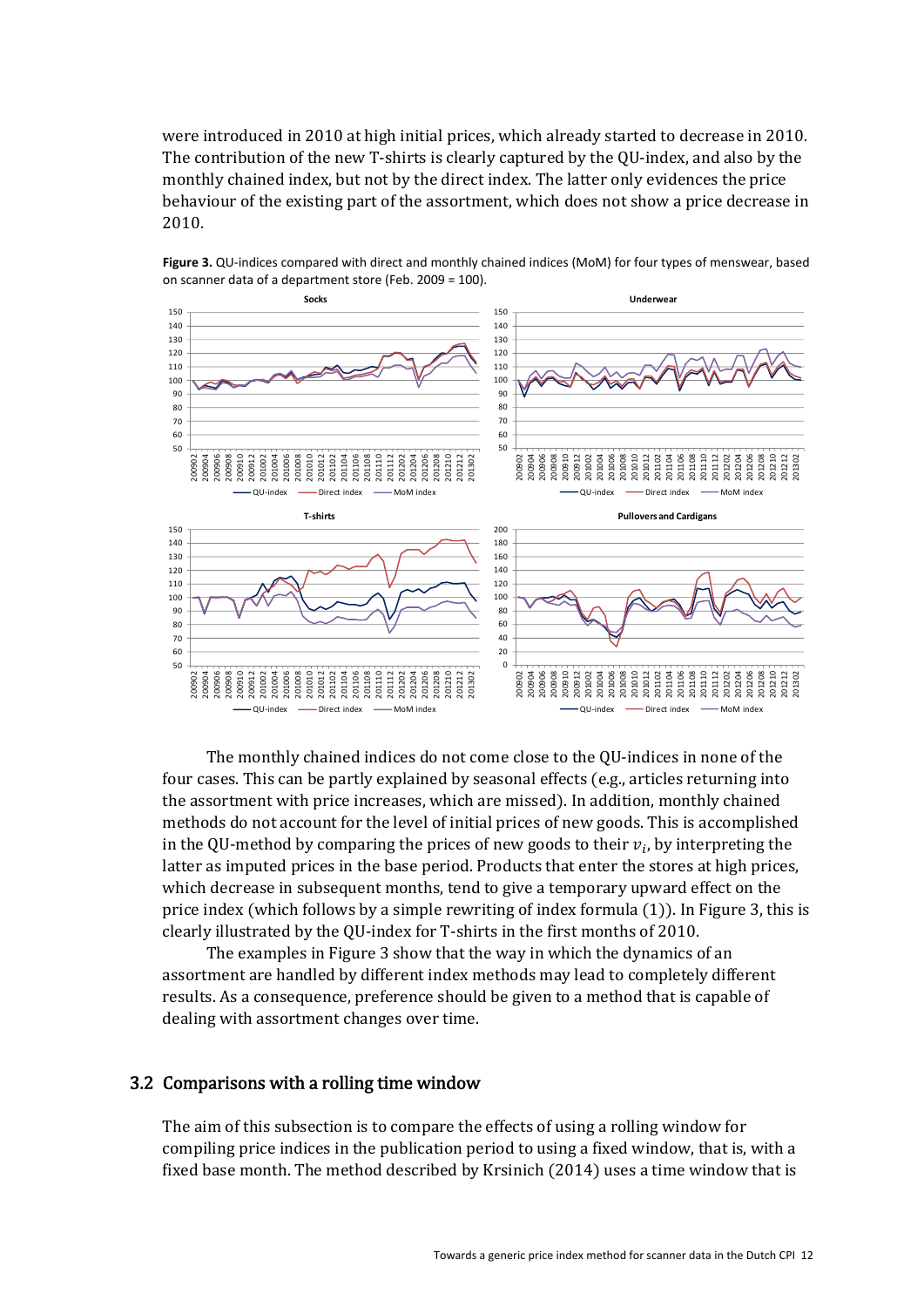were introduced in 2010 at high initial prices, which already started to decrease in 2010. The contribution of the new T-shirts is clearly captured by the QU-index, and also by the monthly chained index, but not by the direct index. The latter only evidences the price behaviour of the existing part of the assortment, which does not show a price decrease in 2010.

**Figure 3.** QU-indices compared with direct and monthly chained indices (MoM) for four types of menswear, based on scanner data of a department store (Feb. 2009 = 100).

Socks

150
140
130
120
110
100
90
80
70
60
50

200902 200904 200906 200908 200910 200912 201002 201004 201006 201008 201010 201012 201102 201104 201106 201108 201110 201112 201202 201204 201206 201208 201210 201212 201302

QU-index Direct index MoM index

Underwear

150
140
130
120
110
100
90
80
70
60
50

200902 200904 200906 200908 200910 200912 201002 201004 201006 201008 201010 201012 201102 201104 201106 201108 201110 201112 201202 201204 201206 201208 201210 201212 201302

QU-index Direct index MoM index

T-shirts

150
140
130
120
110
100
90
80
70
60
50

200902 200904 200906 200908 200910 200912 201002 201004 201006 201008 201010 201012 201102 201104 201106 201108 201110 201112 201202 201204 201206 201208 201210 201212 201302

QU-index Direct index MoM index

Pullovers and Cardigans

200
180
160
140
120
100
80
60
40
20
0

200902 200904 200906 200908 200910 200912 201002 201004 201006 201008 201010 201012 201102 201104 201106 201108 201110 201112 201202 201204 201206 201208 201210 201212 201302

QU-index Direct index MoM index

The monthly chained indices do not come close to the QU-indices in none of the four cases. This can be partly explained by seasonal effects (e.g., articles returning into the assortment with price increases, which are missed). In addition, monthly chained methods do not account for the level of initial prices of new goods. This is accomplished in the QU-method by comparing the prices of new goods to their $v_i$, by interpreting the latter as imputed prices in the base period. Products that enter the stores at high prices, which decrease in subsequent months, tend to give a temporary upward effect on the price index (which follows by a simple rewriting of index formula (1)). In Figure 3, this is clearly illustrated by the QU-index for T-shirts in the first months of 2010.

The examples in Figure 3 show that the way in which the dynamics of an assortment are handled by different index methods may lead to completely different results. As a consequence, preference should be given to a method that is capable of dealing with assortment changes over time.

## 3.2 Comparisons with a rolling time window

The aim of this subsection is to compare the effects of using a rolling window for compiling price indices in the publication period to using a fixed window, that is, with a fixed base month. The method described by Krsinich (2014) uses a time window that is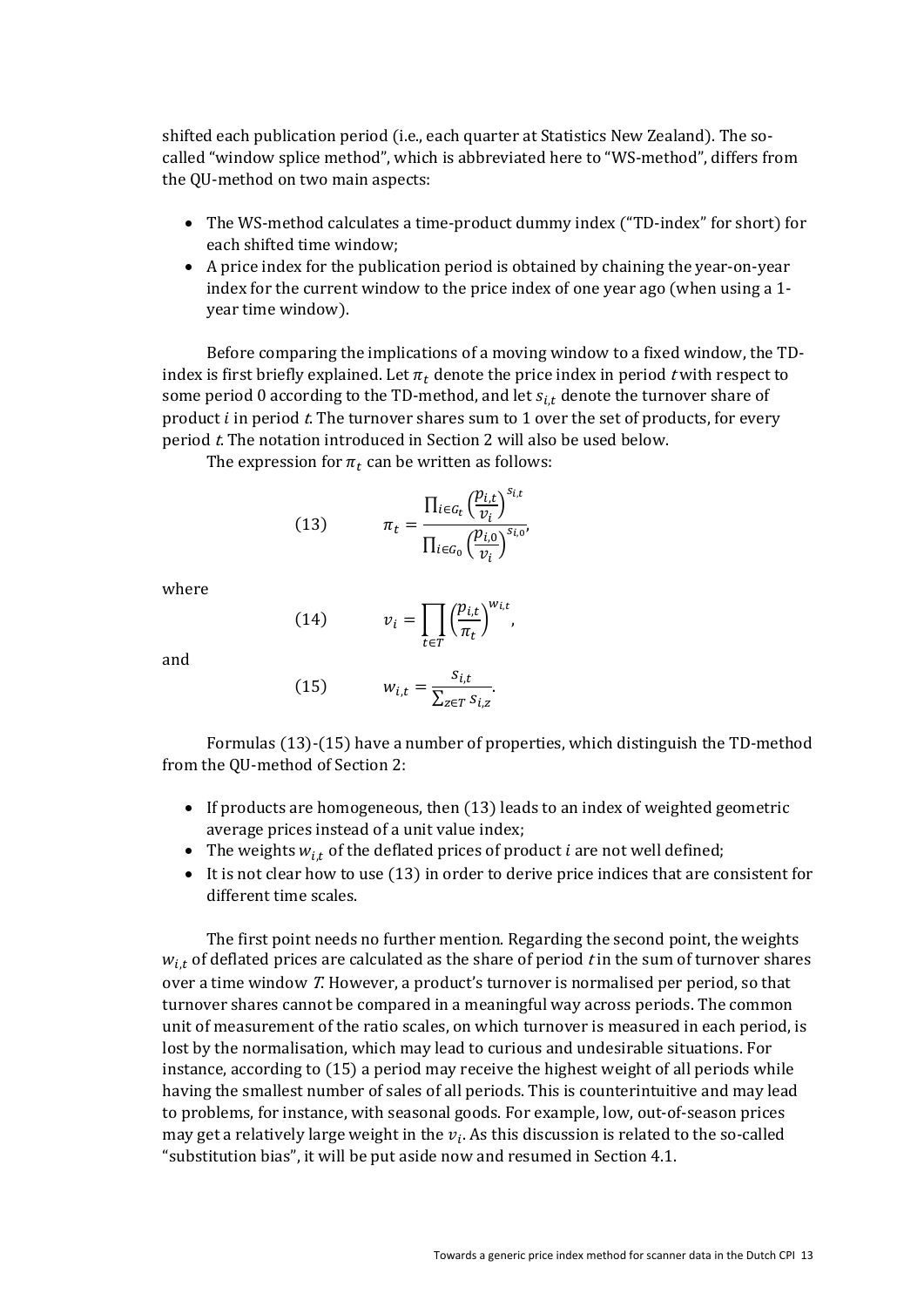shifted each publication period (i.e., each quarter at Statistics New Zealand). The so-called "window splice method", which is abbreviated here to "WS-method", differs from the QU-method on two main aspects:

- The WS-method calculates a time-product dummy index ("TD-index" for short) for each shifted time window;
- A price index for the publication period is obtained by chaining the year-on-year index for the current window to the price index of one year ago (when using a 1-year time window).

Before comparing the implications of a moving window to a fixed window, the TD-index is first briefly explained. Let $\pi_t$ denote the price index in period $t$ with respect to some period 0 according to the TD-method, and let $s_{i,t}$ denote the turnover share of product $i$ in period $t$. The turnover shares sum to 1 over the set of products, for every period $t$. The notation introduced in Section 2 will also be used below.

The expression for $\pi_t$ can be written as follows:

$$(13) \qquad \pi_t = \frac{\prod_{i \in G_t} \left(\frac{p_{i,t}}{v_i}\right)^{s_{i,t}}}{\prod_{i \in G_0} \left(\frac{p_{i,0}}{v_i}\right)^{s_{i,0}}},$$

where

$$(14) \qquad v_i = \prod_{t \in T} \left(\frac{p_{i,t}}{\pi_t}\right)^{w_{i,t}},$$

and

$$(15) \qquad w_{i,t} = \frac{s_{i,t}}{\sum_{z \in T} s_{i,z}}.$$

Formulas (13)-(15) have a number of properties, which distinguish the TD-method from the QU-method of Section 2:

- If products are homogeneous, then (13) leads to an index of weighted geometric average prices instead of a unit value index;
- The weights $w_{i,t}$ of the deflated prices of product $i$ are not well defined;
- It is not clear how to use (13) in order to derive price indices that are consistent for different time scales.

The first point needs no further mention. Regarding the second point, the weights $w_{i,t}$ of deflated prices are calculated as the share of period $t$ in the sum of turnover shares over a time window $T$. However, a product's turnover is normalised per period, so that turnover shares cannot be compared in a meaningful way across periods. The common unit of measurement of the ratio scales, on which turnover is measured in each period, is lost by the normalisation, which may lead to curious and undesirable situations. For instance, according to (15) a period may receive the highest weight of all periods while having the smallest number of sales of all periods. This is counterintuitive and may lead to problems, for instance, with seasonal goods. For example, low, out-of-season prices may get a relatively large weight in the $v_i$. As this discussion is related to the so-called "substitution bias", it will be put aside now and resumed in Section 4.1.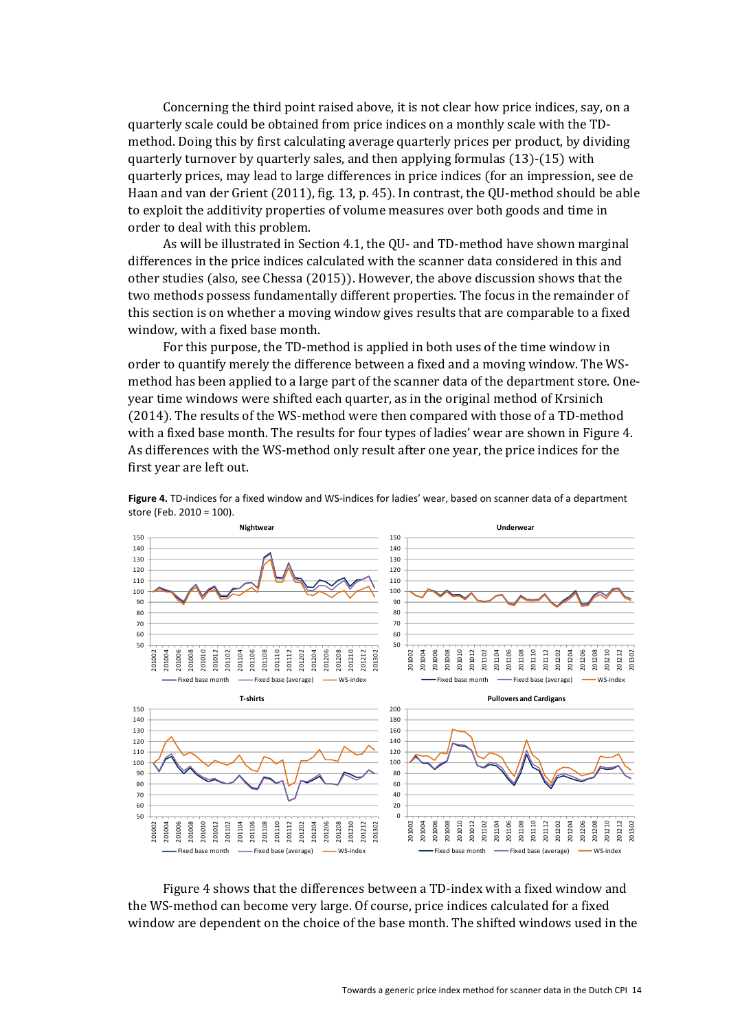Concerning the third point raised above, it is not clear how price indices, say, on a quarterly scale could be obtained from price indices on a monthly scale with the TD-method. Doing this by first calculating average quarterly prices per product, by dividing quarterly turnover by quarterly sales, and then applying formulas (13)-(15) with quarterly prices, may lead to large differences in price indices (for an impression, see de Haan and van der Grient (2011), fig. 13, p. 45). In contrast, the QU-method should be able to exploit the additivity properties of volume measures over both goods and time in order to deal with this problem.

As will be illustrated in Section 4.1, the QU- and TD-method have shown marginal differences in the price indices calculated with the scanner data considered in this and other studies (also, see Chessa (2015)). However, the above discussion shows that the two methods possess fundamentally different properties. The focus in the remainder of this section is on whether a moving window gives results that are comparable to a fixed window, with a fixed base month.

For this purpose, the TD-method is applied in both uses of the time window in order to quantify merely the difference between a fixed and a moving window. The WS-method has been applied to a large part of the scanner data of the department store. One-year time windows were shifted each quarter, as in the original method of Krsinich (2014). The results of the WS-method were then compared with those of a TD-method with a fixed base month. The results for four types of ladies' wear are shown in Figure 4. As differences with the WS-method only result after one year, the price indices for the first year are left out.

**Figure 4.** TD-indices for a fixed window and WS-indices for ladies' wear, based on scanner data of a department store (Feb. 2010 = 100).

Nightwear
150 140 130 120 110 100 90 80 70 60 50
201002 201004 201006 201008 201010 201012 201102 201104 201106 201108 201110 201112 201202 201204 201206 201208 201210 201212 201302
Fixed base month — Fixed base (average) — WS-index

Underwear
150 140 130 120 110 100 90 80 70 60 50
201002 201004 201006 201008 201010 201012 201102 201104 201106 201108 201110 201112 201202 201204 201206 201208 201210 201212 201302
Fixed base month — Fixed base (average) — WS-index

T-shirts
150 140 130 120 110 100 90 80 70 60 50
201002 201004 201006 201008 201010 201012 201102 201104 201106 201108 201110 201112 201202 201204 201206 201208 201210 201212 201302
Fixed base month — Fixed base (average) — WS-index

Pullovers and Cardigans
200 180 160 140 120 100 80 60 40 20 0
201002 201004 201006 201008 201010 201012 201102 201104 201106 201108 201110 201112 201202 201204 201206 201208 201210 201212 201302
Fixed base month — Fixed base (average) — WS-index

Figure 4 shows that the differences between a TD-index with a fixed window and the WS-method can become very large. Of course, price indices calculated for a fixed window are dependent on the choice of the base month. The shifted windows used in the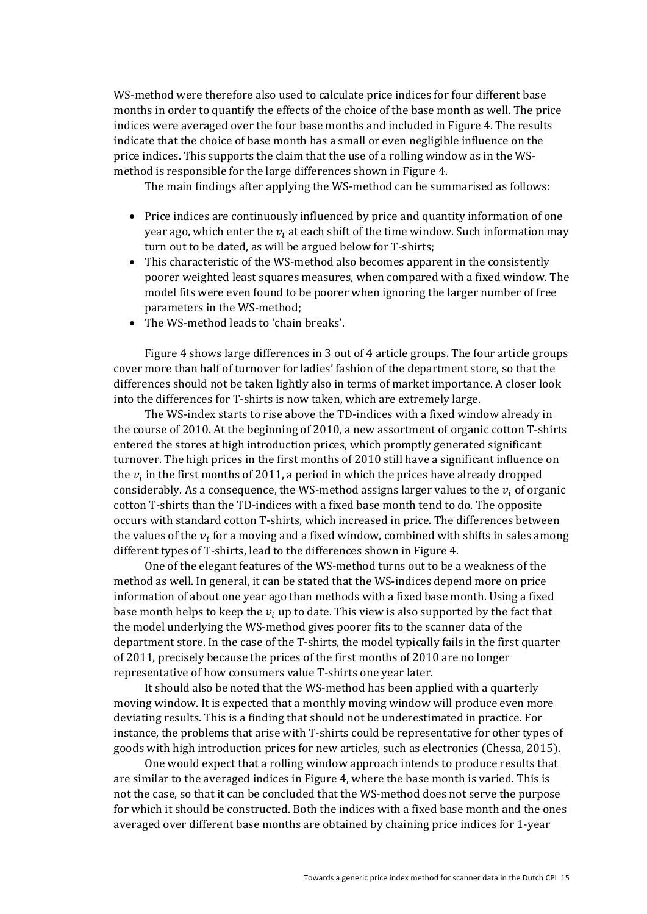WS-method were therefore also used to calculate price indices for four different base months in order to quantify the effects of the choice of the base month as well. The price indices were averaged over the four base months and included in Figure 4. The results indicate that the choice of base month has a small or even negligible influence on the price indices. This supports the claim that the use of a rolling window as in the WS-method is responsible for the large differences shown in Figure 4.

The main findings after applying the WS-method can be summarised as follows:

- Price indices are continuously influenced by price and quantity information of one year ago, which enter the $v_i$ at each shift of the time window. Such information may turn out to be dated, as will be argued below for T-shirts;
- This characteristic of the WS-method also becomes apparent in the consistently poorer weighted least squares measures, when compared with a fixed window. The model fits were even found to be poorer when ignoring the larger number of free parameters in the WS-method;
- The WS-method leads to 'chain breaks'.

Figure 4 shows large differences in 3 out of 4 article groups. The four article groups cover more than half of turnover for ladies' fashion of the department store, so that the differences should not be taken lightly also in terms of market importance. A closer look into the differences for T-shirts is now taken, which are extremely large.

The WS-index starts to rise above the TD-indices with a fixed window already in the course of 2010. At the beginning of 2010, a new assortment of organic cotton T-shirts entered the stores at high introduction prices, which promptly generated significant turnover. The high prices in the first months of 2010 still have a significant influence on the $v_i$ in the first months of 2011, a period in which the prices have already dropped considerably. As a consequence, the WS-method assigns larger values to the $v_i$ of organic cotton T-shirts than the TD-indices with a fixed base month tend to do. The opposite occurs with standard cotton T-shirts, which increased in price. The differences between the values of the $v_i$ for a moving and a fixed window, combined with shifts in sales among different types of T-shirts, lead to the differences shown in Figure 4.

One of the elegant features of the WS-method turns out to be a weakness of the method as well. In general, it can be stated that the WS-indices depend more on price information of about one year ago than methods with a fixed base month. Using a fixed base month helps to keep the $v_i$ up to date. This view is also supported by the fact that the model underlying the WS-method gives poorer fits to the scanner data of the department store. In the case of the T-shirts, the model typically fails in the first quarter of 2011, precisely because the prices of the first months of 2010 are no longer representative of how consumers value T-shirts one year later.

It should also be noted that the WS-method has been applied with a quarterly moving window. It is expected that a monthly moving window will produce even more deviating results. This is a finding that should not be underestimated in practice. For instance, the problems that arise with T-shirts could be representative for other types of goods with high introduction prices for new articles, such as electronics (Chessa, 2015).

One would expect that a rolling window approach intends to produce results that are similar to the averaged indices in Figure 4, where the base month is varied. This is not the case, so that it can be concluded that the WS-method does not serve the purpose for which it should be constructed. Both the indices with a fixed base month and the ones averaged over different base months are obtained by chaining price indices for 1-year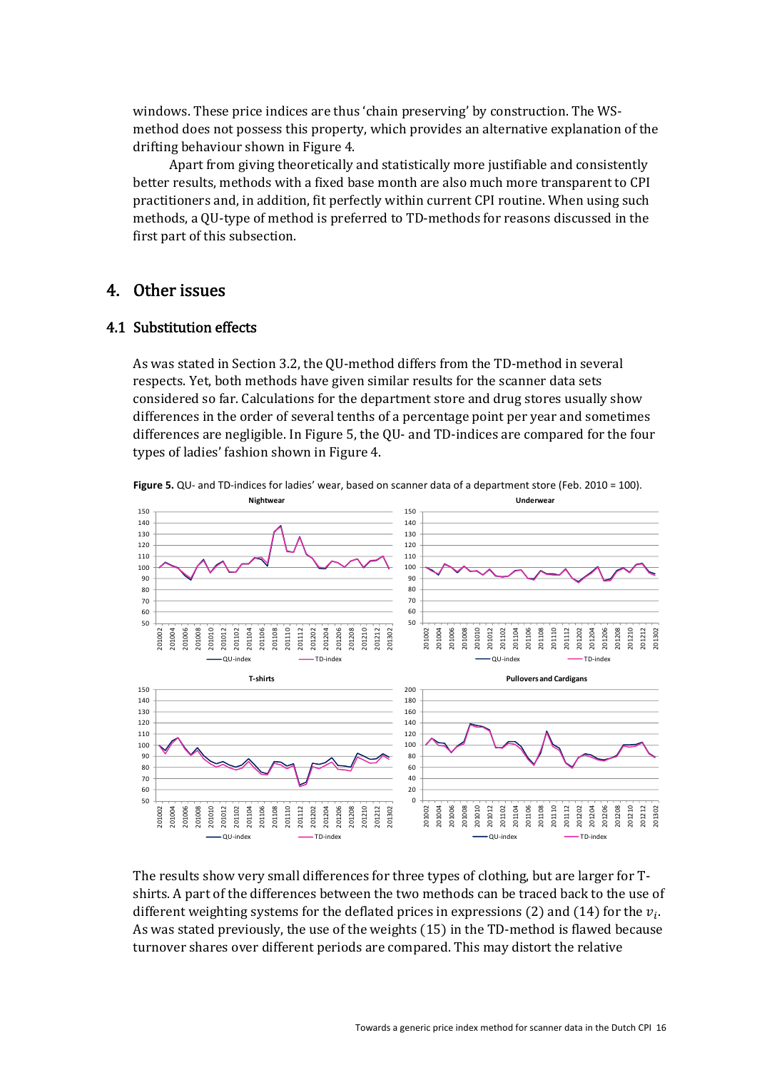windows. These price indices are thus 'chain preserving' by construction. The WS-method does not possess this property, which provides an alternative explanation of the drifting behaviour shown in Figure 4.

Apart from giving theoretically and statistically more justifiable and consistently better results, methods with a fixed base month are also much more transparent to CPI practitioners and, in addition, fit perfectly within current CPI routine. When using such methods, a QU-type of method is preferred to TD-methods for reasons discussed in the first part of this subsection.

## 4. Other issues

### 4.1 Substitution effects

As was stated in Section 3.2, the QU-method differs from the TD-method in several respects. Yet, both methods have given similar results for the scanner data sets considered so far. Calculations for the department store and drug stores usually show differences in the order of several tenths of a percentage point per year and sometimes differences are negligible. In Figure 5, the QU- and TD-indices are compared for the four types of ladies' fashion shown in Figure 4.

**Figure 5.** QU- and TD-indices for ladies' wear, based on scanner data of a department store (Feb. 2010 = 100).

Nightwear
150
140
130
120
110
100
90
80
70
60
50
201002 201004 201006 201008 201010 201012 201102 201104 201106 201108 201110 201112 201202 201204 201206 201208 201210 201212 201302
QU-index TD-index

Underwear
150
140
130
120
110
100
90
80
70
60
50
201002 201004 201006 201008 201010 201012 201102 201104 201106 201108 201110 201112 201202 201204 201206 201208 201210 201212 201302
QU-index TD-index

T-shirts
150
140
130
120
110
100
90
80
70
60
50
201002 201004 201006 201008 201010 201012 201102 201104 201106 201108 201110 201112 201202 201204 201206 201208 201210 201212 201302
QU-index TD-index

Pullovers and Cardigans
200
180
160
140
120
100
80
60
40
20
0
201002 201004 201006 201008 201010 201012 201102 201104 201106 201108 201110 201112 201202 201204 201206 201208 201210 201212 201302
QU-index TD-index

The results show very small differences for three types of clothing, but are larger for T-shirts. A part of the differences between the two methods can be traced back to the use of different weighting systems for the deflated prices in expressions (2) and (14) for the $v_i$. As was stated previously, the use of the weights (15) in the TD-method is flawed because turnover shares over different periods are compared. This may distort the relative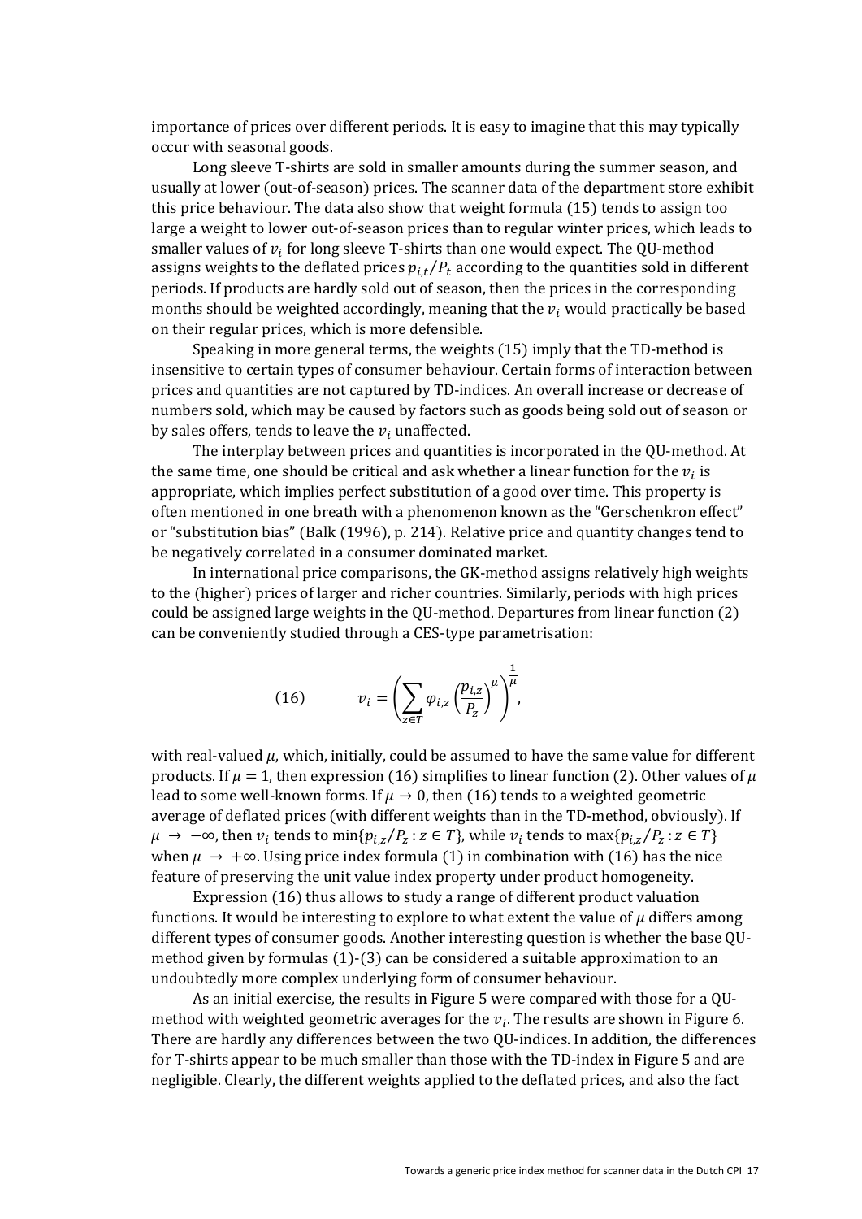importance of prices over different periods. It is easy to imagine that this may typically occur with seasonal goods.

Long sleeve T-shirts are sold in smaller amounts during the summer season, and usually at lower (out-of-season) prices. The scanner data of the department store exhibit this price behaviour. The data also show that weight formula (15) tends to assign too large a weight to lower out-of-season prices than to regular winter prices, which leads to smaller values of $v_i$ for long sleeve T-shirts than one would expect. The QU-method assigns weights to the deflated prices $p_{i,t}/P_t$ according to the quantities sold in different periods. If products are hardly sold out of season, then the prices in the corresponding months should be weighted accordingly, meaning that the $v_i$ would practically be based on their regular prices, which is more defensible.

Speaking in more general terms, the weights (15) imply that the TD-method is insensitive to certain types of consumer behaviour. Certain forms of interaction between prices and quantities are not captured by TD-indices. An overall increase or decrease of numbers sold, which may be caused by factors such as goods being sold out of season or by sales offers, tends to leave the $v_i$ unaffected.

The interplay between prices and quantities is incorporated in the QU-method. At the same time, one should be critical and ask whether a linear function for the $v_i$ is appropriate, which implies perfect substitution of a good over time. This property is often mentioned in one breath with a phenomenon known as the "Gerschenkron effect" or "substitution bias" (Balk (1996), p. 214). Relative price and quantity changes tend to be negatively correlated in a consumer dominated market.

In international price comparisons, the GK-method assigns relatively high weights to the (higher) prices of larger and richer countries. Similarly, periods with high prices could be assigned large weights in the QU-method. Departures from linear function (2) can be conveniently studied through a CES-type parametrisation:

$$(16) \qquad v_i = \left( \sum_{z \in T} \varphi_{i,z} \left( \frac{p_{i,z}}{P_z} \right)^{\mu} \right)^{\frac{1}{\mu}},$$

with real-valued $\mu$, which, initially, could be assumed to have the same value for different products. If $\mu = 1$, then expression (16) simplifies to linear function (2). Other values of $\mu$ lead to some well-known forms. If $\mu \to 0$, then (16) tends to a weighted geometric average of deflated prices (with different weights than in the TD-method, obviously). If $\mu \to -\infty$, then $v_i$ tends to $\min\{p_{i,z}/P_z : z \in T\}$, while $v_i$ tends to $\max\{p_{i,z}/P_z : z \in T\}$ when $\mu \to +\infty$. Using price index formula (1) in combination with (16) has the nice feature of preserving the unit value index property under product homogeneity.

Expression (16) thus allows to study a range of different product valuation functions. It would be interesting to explore to what extent the value of $\mu$ differs among different types of consumer goods. Another interesting question is whether the base QU-method given by formulas (1)-(3) can be considered a suitable approximation to an undoubtedly more complex underlying form of consumer behaviour.

As an initial exercise, the results in Figure 5 were compared with those for a QU-method with weighted geometric averages for the $v_i$. The results are shown in Figure 6. There are hardly any differences between the two QU-indices. In addition, the differences for T-shirts appear to be much smaller than those with the TD-index in Figure 5 and are negligible. Clearly, the different weights applied to the deflated prices, and also the fact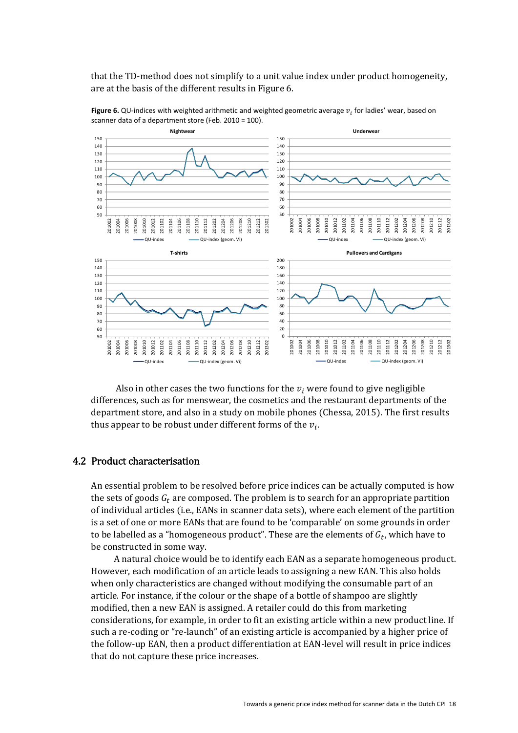that the TD-method does not simplify to a unit value index under product homogeneity, are at the basis of the different results in Figure 6.

**Figure 6.** QU-indices with weighted arithmetic and weighted geometric average $v_i$ for ladies' wear, based on scanner data of a department store (Feb. 2010 = 100).

Nightwear

150
140
130
120
110
100
90
80
70
60
50

201002 201004 201006 201008 201010 201012 201102 201104 201106 201108 201110 201112 201202 201204 201206 201208 201210 201212 201302

QU-index QU-index (geom. Vi)

Underwear

150
140
130
120
110
100
90
80
70
60
50

201002 201004 201006 201008 201010 201012 201102 201104 201106 201108 201110 201112 201202 201204 201206 201208 201210 201212 201302

QU-index QU-index (geom. Vi)

T-shirts

150
140
130
120
110
100
90
80
70
60
50

201002 201004 201006 201008 201010 201012 201102 201104 201106 201108 201110 201112 201202 201204 201206 201208 201210 201212 201302

QU-index QU-index (geom. Vi)

Pullovers and Cardigans

200
180
160
140
120
100
80
60
40
20
0

201002 201004 201006 201008 201010 201012 201102 201104 201106 201108 201110 201112 201202 201204 201206 201208 201210 201212 201302

QU-index QU-index (geom. Vi)

Also in other cases the two functions for the $v_i$ were found to give negligible differences, such as for menswear, the cosmetics and the restaurant departments of the department store, and also in a study on mobile phones (Chessa, 2015). The first results thus appear to be robust under different forms of the $v_i$.

## 4.2 Product characterisation

An essential problem to be resolved before price indices can be actually computed is how the sets of goods $G_t$ are composed. The problem is to search for an appropriate partition of individual articles (i.e., EANs in scanner data sets), where each element of the partition is a set of one or more EANs that are found to be 'comparable' on some grounds in order to be labelled as a "homogeneous product". These are the elements of $G_t$, which have to be constructed in some way.

A natural choice would be to identify each EAN as a separate homogeneous product. However, each modification of an article leads to assigning a new EAN. This also holds when only characteristics are changed without modifying the consumable part of an article. For instance, if the colour or the shape of a bottle of shampoo are slightly modified, then a new EAN is assigned. A retailer could do this from marketing considerations, for example, in order to fit an existing article within a new product line. If such a re-coding or "re-launch" of an existing article is accompanied by a higher price of the follow-up EAN, then a product differentiation at EAN-level will result in price indices that do not capture these price increases.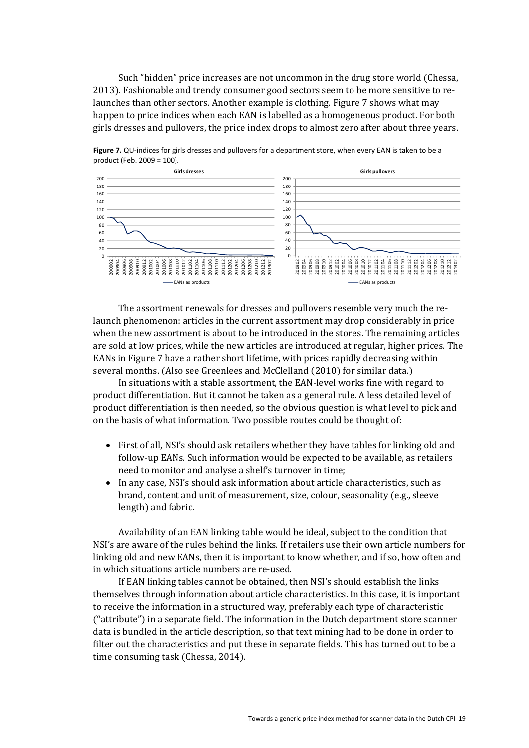Such "hidden" price increases are not uncommon in the drug store world (Chessa, 2013). Fashionable and trendy consumer good sectors seem to be more sensitive to re-launches than other sectors. Another example is clothing. Figure 7 shows what may happen to price indices when each EAN is labelled as a homogeneous product. For both girls dresses and pullovers, the price index drops to almost zero after about three years.

**Figure 7.** QU-indices for girls dresses and pullovers for a department store, when every EAN is taken to be a product (Feb. 2009 = 100).

Girls dresses

200
180
160
140
120
100
80
60
40
20
0

200902 200904 200906 200908 200910 200912 201002 201004 201006 201008 201010 201012 201102 201104 201106 201108 201110 201112 201202 201204 201206 201208 201210 201212 201302

EANs as products

Girls pullovers

200
180
160
140
120
100
80
60
40
20
0

200902 200904 200906 200908 200910 200912 201002 201004 201006 201008 201010 201012 201102 201104 201106 201108 201110 201112 201202 201204 201206 201208 201210 201212 201302

EANs as products

The assortment renewals for dresses and pullovers resemble very much the re-launch phenomenon: articles in the current assortment may drop considerably in price when the new assortment is about to be introduced in the stores. The remaining articles are sold at low prices, while the new articles are introduced at regular, higher prices. The EANs in Figure 7 have a rather short lifetime, with prices rapidly decreasing within several months. (Also see Greenlees and McClelland (2010) for similar data.)

In situations with a stable assortment, the EAN-level works fine with regard to product differentiation. But it cannot be taken as a general rule. A less detailed level of product differentiation is then needed, so the obvious question is what level to pick and on the basis of what information. Two possible routes could be thought of:

- First of all, NSI's should ask retailers whether they have tables for linking old and follow-up EANs. Such information would be expected to be available, as retailers need to monitor and analyse a shelf's turnover in time;
- In any case, NSI's should ask information about article characteristics, such as brand, content and unit of measurement, size, colour, seasonality (e.g., sleeve length) and fabric.

Availability of an EAN linking table would be ideal, subject to the condition that NSI's are aware of the rules behind the links. If retailers use their own article numbers for linking old and new EANs, then it is important to know whether, and if so, how often and in which situations article numbers are re-used.

If EAN linking tables cannot be obtained, then NSI's should establish the links themselves through information about article characteristics. In this case, it is important to receive the information in a structured way, preferably each type of characteristic ("attribute") in a separate field. The information in the Dutch department store scanner data is bundled in the article description, so that text mining had to be done in order to filter out the characteristics and put these in separate fields. This has turned out to be a time consuming task (Chessa, 2014).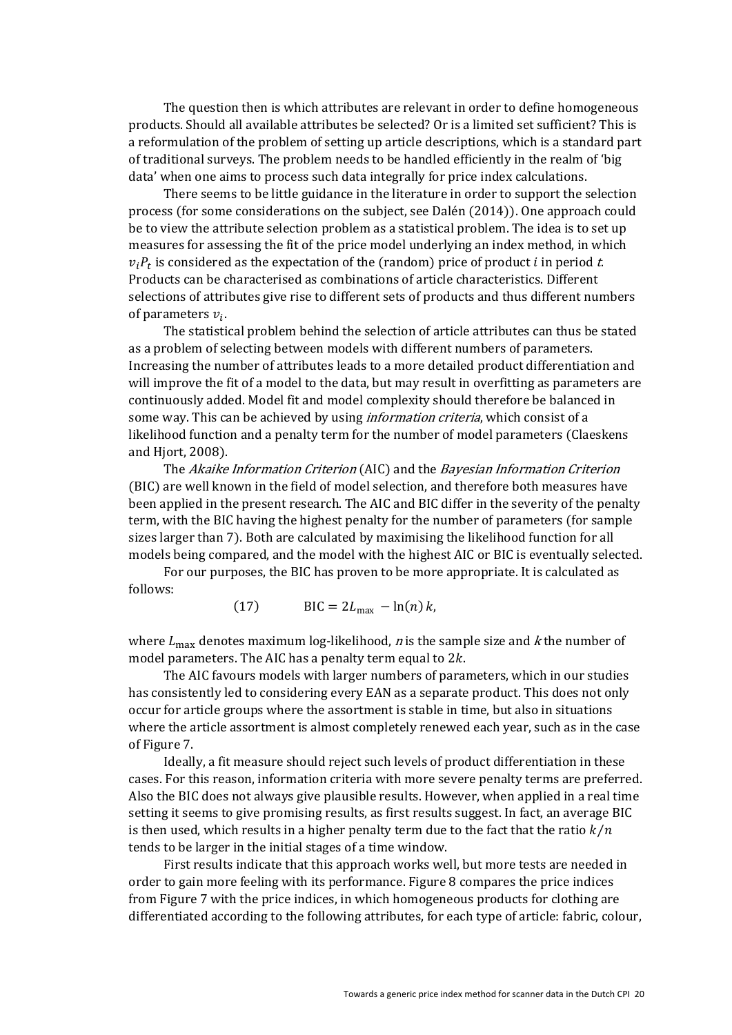The question then is which attributes are relevant in order to define homogeneous products. Should all available attributes be selected? Or is a limited set sufficient? This is a reformulation of the problem of setting up article descriptions, which is a standard part of traditional surveys. The problem needs to be handled efficiently in the realm of 'big data' when one aims to process such data integrally for price index calculations.

There seems to be little guidance in the literature in order to support the selection process (for some considerations on the subject, see Dalén (2014)). One approach could be to view the attribute selection problem as a statistical problem. The idea is to set up measures for assessing the fit of the price model underlying an index method, in which $v_i P_t$ is considered as the expectation of the (random) price of product $i$ in period $t$. Products can be characterised as combinations of article characteristics. Different selections of attributes give rise to different sets of products and thus different numbers of parameters $v_i$.

The statistical problem behind the selection of article attributes can thus be stated as a problem of selecting between models with different numbers of parameters. Increasing the number of attributes leads to a more detailed product differentiation and will improve the fit of a model to the data, but may result in overfitting as parameters are continuously added. Model fit and model complexity should therefore be balanced in some way. This can be achieved by using *information criteria*, which consist of a likelihood function and a penalty term for the number of model parameters (Claeskens and Hjort, 2008).

The *Akaike Information Criterion* (AIC) and the *Bayesian Information Criterion* (BIC) are well known in the field of model selection, and therefore both measures have been applied in the present research. The AIC and BIC differ in the severity of the penalty term, with the BIC having the highest penalty for the number of parameters (for sample sizes larger than 7). Both are calculated by maximising the likelihood function for all models being compared, and the model with the highest AIC or BIC is eventually selected.

For our purposes, the BIC has proven to be more appropriate. It is calculated as follows:

$$\text{(17)} \qquad \text{BIC} = 2L_{\max} - \ln(n)\,k,$$

where $L_{\max}$ denotes maximum log-likelihood, $n$ is the sample size and $k$ the number of model parameters. The AIC has a penalty term equal to $2k$.

The AIC favours models with larger numbers of parameters, which in our studies has consistently led to considering every EAN as a separate product. This does not only occur for article groups where the assortment is stable in time, but also in situations where the article assortment is almost completely renewed each year, such as in the case of Figure 7.

Ideally, a fit measure should reject such levels of product differentiation in these cases. For this reason, information criteria with more severe penalty terms are preferred. Also the BIC does not always give plausible results. However, when applied in a real time setting it seems to give promising results, as first results suggest. In fact, an average BIC is then used, which results in a higher penalty term due to the fact that the ratio $k/n$ tends to be larger in the initial stages of a time window.

First results indicate that this approach works well, but more tests are needed in order to gain more feeling with its performance. Figure 8 compares the price indices from Figure 7 with the price indices, in which homogeneous products for clothing are differentiated according to the following attributes, for each type of article: fabric, colour,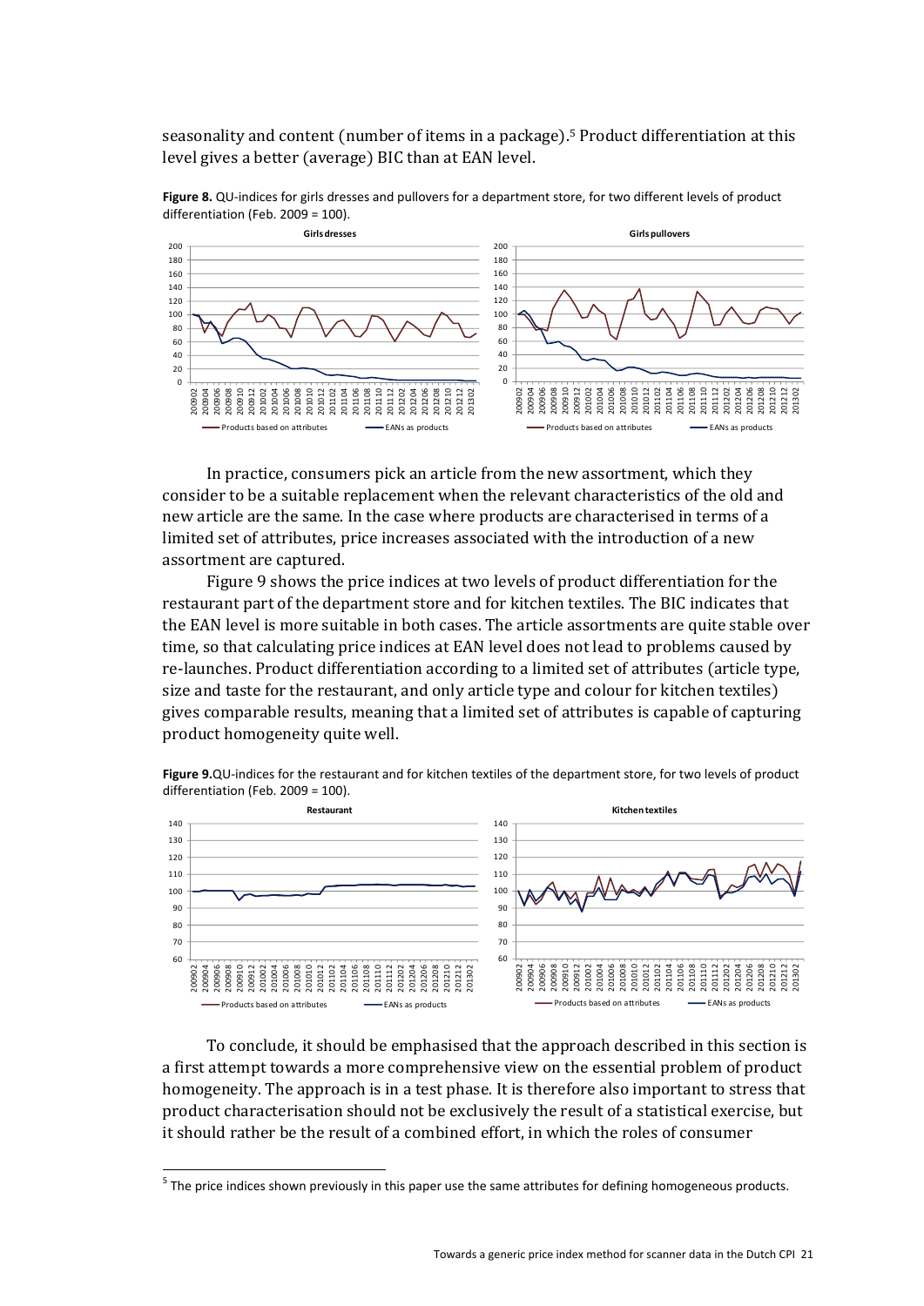seasonality and content (number of items in a package).[5] Product differentiation at this level gives a better (average) BIC than at EAN level.

**Figure 8.** QU-indices for girls dresses and pullovers for a department store, for two different levels of product differentiation (Feb. 2009 = 100).

Girls dresses

200
180
160
140
120
100
80
60
40
20
0

200902 200904 200906 200908 200910 200912 201002 201004 201006 201008 201010 201012 201102 201104 201106 201108 201110 201112 201202 201204 201206 201208 201210 201212 201302

Products based on attributes — EANs as products

Girls pullovers

200
180
160
140
120
100
80
60
40
20
0

200902 200904 200906 200908 200910 200912 201002 201004 201006 201008 201010 201012 201102 201104 201106 201108 201110 201112 201202 201204 201206 201208 201210 201212 201302

Products based on attributes — EANs as products

In practice, consumers pick an article from the new assortment, which they consider to be a suitable replacement when the relevant characteristics of the old and new article are the same. In the case where products are characterised in terms of a limited set of attributes, price increases associated with the introduction of a new assortment are captured.

Figure 9 shows the price indices at two levels of product differentiation for the restaurant part of the department store and for kitchen textiles. The BIC indicates that the EAN level is more suitable in both cases. The article assortments are quite stable over time, so that calculating price indices at EAN level does not lead to problems caused by re-launches. Product differentiation according to a limited set of attributes (article type, size and taste for the restaurant, and only article type and colour for kitchen textiles) gives comparable results, meaning that a limited set of attributes is capable of capturing product homogeneity quite well.

**Figure 9.** QU-indices for the restaurant and for kitchen textiles of the department store, for two levels of product differentiation (Feb. 2009 = 100).

Restaurant

140
130
120
110
100
90
80
70
60

200902 200904 200906 200908 200910 200912 201002 201004 201006 201008 201010 201012 201102 201104 201106 201108 201110 201112 201202 201204 201206 201208 201210 201212 201302

Products based on attributes — EANs as products

Kitchen textiles

140
130
120
110
100
90
80
70
60

200902 200904 200906 200908 200910 200912 201002 201004 201006 201008 201010 201012 201102 201104 201106 201108 201110 201112 201202 201204 201206 201208 201210 201212 201302

Products based on attributes — EANs as products

To conclude, it should be emphasised that the approach described in this section is a first attempt towards a more comprehensive view on the essential problem of product homogeneity. The approach is in a test phase. It is therefore also important to stress that product characterisation should not be exclusively the result of a statistical exercise, but it should rather be the result of a combined effort, in which the roles of consumer

[5] The price indices shown previously in this paper use the same attributes for defining homogeneous products.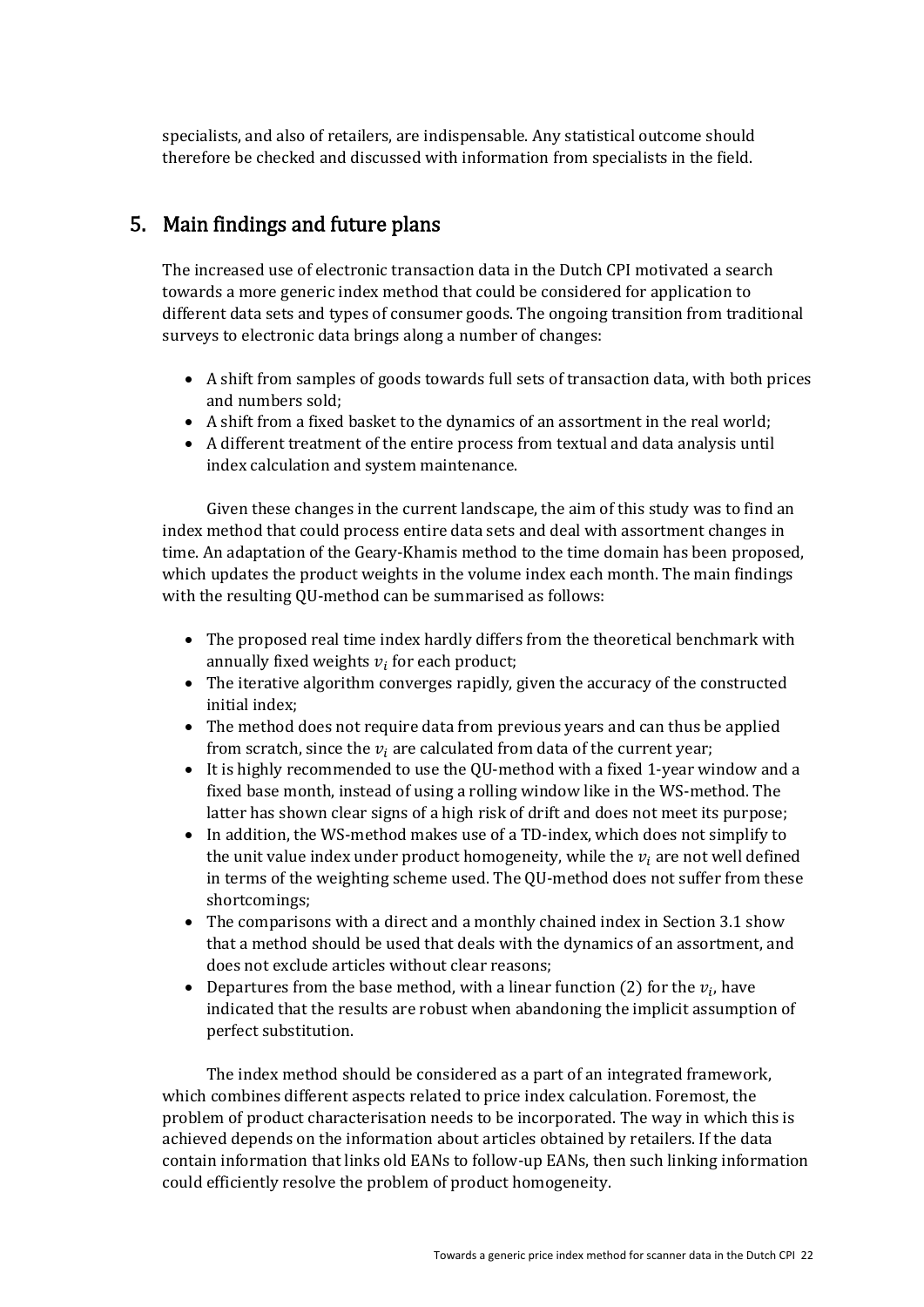specialists, and also of retailers, are indispensable. Any statistical outcome should therefore be checked and discussed with information from specialists in the field.

## 5. Main findings and future plans

The increased use of electronic transaction data in the Dutch CPI motivated a search towards a more generic index method that could be considered for application to different data sets and types of consumer goods. The ongoing transition from traditional surveys to electronic data brings along a number of changes:

- A shift from samples of goods towards full sets of transaction data, with both prices and numbers sold;
- A shift from a fixed basket to the dynamics of an assortment in the real world;
- A different treatment of the entire process from textual and data analysis until index calculation and system maintenance.

Given these changes in the current landscape, the aim of this study was to find an index method that could process entire data sets and deal with assortment changes in time. An adaptation of the Geary-Khamis method to the time domain has been proposed, which updates the product weights in the volume index each month. The main findings with the resulting QU-method can be summarised as follows:

- The proposed real time index hardly differs from the theoretical benchmark with annually fixed weights $v_i$ for each product;
- The iterative algorithm converges rapidly, given the accuracy of the constructed initial index;
- The method does not require data from previous years and can thus be applied from scratch, since the $v_i$ are calculated from data of the current year;
- It is highly recommended to use the QU-method with a fixed 1-year window and a fixed base month, instead of using a rolling window like in the WS-method. The latter has shown clear signs of a high risk of drift and does not meet its purpose;
- In addition, the WS-method makes use of a TD-index, which does not simplify to the unit value index under product homogeneity, while the $v_i$ are not well defined in terms of the weighting scheme used. The QU-method does not suffer from these shortcomings;
- The comparisons with a direct and a monthly chained index in Section 3.1 show that a method should be used that deals with the dynamics of an assortment, and does not exclude articles without clear reasons;
- Departures from the base method, with a linear function (2) for the $v_i$, have indicated that the results are robust when abandoning the implicit assumption of perfect substitution.

The index method should be considered as a part of an integrated framework, which combines different aspects related to price index calculation. Foremost, the problem of product characterisation needs to be incorporated. The way in which this is achieved depends on the information about articles obtained by retailers. If the data contain information that links old EANs to follow-up EANs, then such linking information could efficiently resolve the problem of product homogeneity.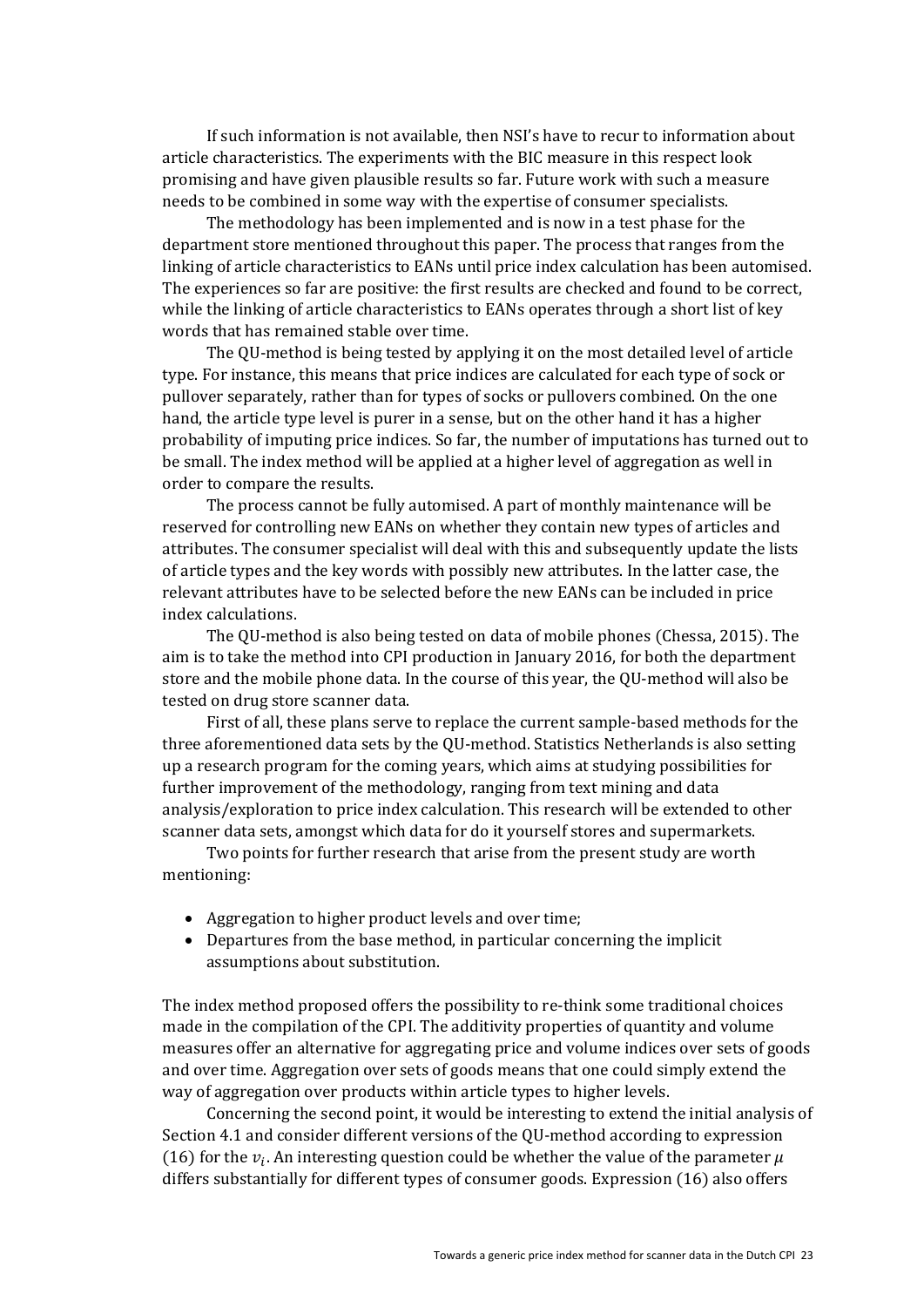If such information is not available, then NSI's have to recur to information about article characteristics. The experiments with the BIC measure in this respect look promising and have given plausible results so far. Future work with such a measure needs to be combined in some way with the expertise of consumer specialists.

The methodology has been implemented and is now in a test phase for the department store mentioned throughout this paper. The process that ranges from the linking of article characteristics to EANs until price index calculation has been automised. The experiences so far are positive: the first results are checked and found to be correct, while the linking of article characteristics to EANs operates through a short list of key words that has remained stable over time.

The QU-method is being tested by applying it on the most detailed level of article type. For instance, this means that price indices are calculated for each type of sock or pullover separately, rather than for types of socks or pullovers combined. On the one hand, the article type level is purer in a sense, but on the other hand it has a higher probability of imputing price indices. So far, the number of imputations has turned out to be small. The index method will be applied at a higher level of aggregation as well in order to compare the results.

The process cannot be fully automised. A part of monthly maintenance will be reserved for controlling new EANs on whether they contain new types of articles and attributes. The consumer specialist will deal with this and subsequently update the lists of article types and the key words with possibly new attributes. In the latter case, the relevant attributes have to be selected before the new EANs can be included in price index calculations.

The QU-method is also being tested on data of mobile phones (Chessa, 2015). The aim is to take the method into CPI production in January 2016, for both the department store and the mobile phone data. In the course of this year, the QU-method will also be tested on drug store scanner data.

First of all, these plans serve to replace the current sample-based methods for the three aforementioned data sets by the QU-method. Statistics Netherlands is also setting up a research program for the coming years, which aims at studying possibilities for further improvement of the methodology, ranging from text mining and data analysis/exploration to price index calculation. This research will be extended to other scanner data sets, amongst which data for do it yourself stores and supermarkets.

Two points for further research that arise from the present study are worth mentioning:

- Aggregation to higher product levels and over time;
- Departures from the base method, in particular concerning the implicit assumptions about substitution.

The index method proposed offers the possibility to re-think some traditional choices made in the compilation of the CPI. The additivity properties of quantity and volume measures offer an alternative for aggregating price and volume indices over sets of goods and over time. Aggregation over sets of goods means that one could simply extend the way of aggregation over products within article types to higher levels.

Concerning the second point, it would be interesting to extend the initial analysis of Section 4.1 and consider different versions of the QU-method according to expression (16) for the $v_i$. An interesting question could be whether the value of the parameter $\mu$ differs substantially for different types of consumer goods. Expression (16) also offers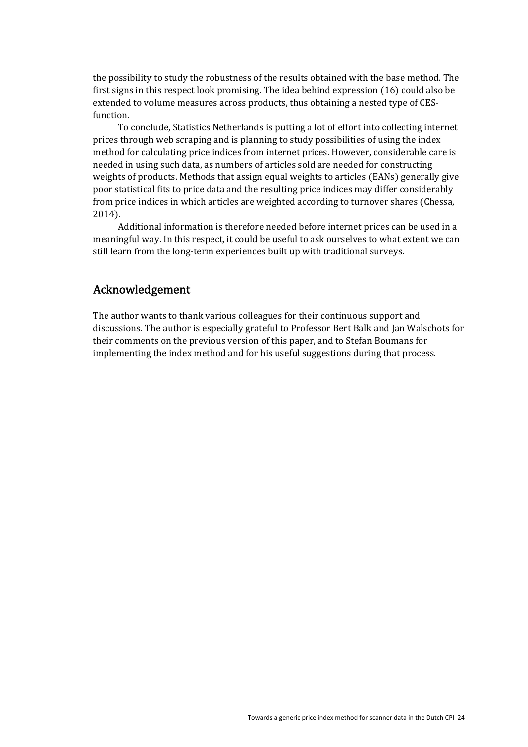the possibility to study the robustness of the results obtained with the base method. The first signs in this respect look promising. The idea behind expression (16) could also be extended to volume measures across products, thus obtaining a nested type of CES-function.

To conclude, Statistics Netherlands is putting a lot of effort into collecting internet prices through web scraping and is planning to study possibilities of using the index method for calculating price indices from internet prices. However, considerable care is needed in using such data, as numbers of articles sold are needed for constructing weights of products. Methods that assign equal weights to articles (EANs) generally give poor statistical fits to price data and the resulting price indices may differ considerably from price indices in which articles are weighted according to turnover shares (Chessa, 2014).

Additional information is therefore needed before internet prices can be used in a meaningful way. In this respect, it could be useful to ask ourselves to what extent we can still learn from the long-term experiences built up with traditional surveys.

## Acknowledgement

The author wants to thank various colleagues for their continuous support and discussions. The author is especially grateful to Professor Bert Balk and Jan Walschots for their comments on the previous version of this paper, and to Stefan Boumans for implementing the index method and for his useful suggestions during that process.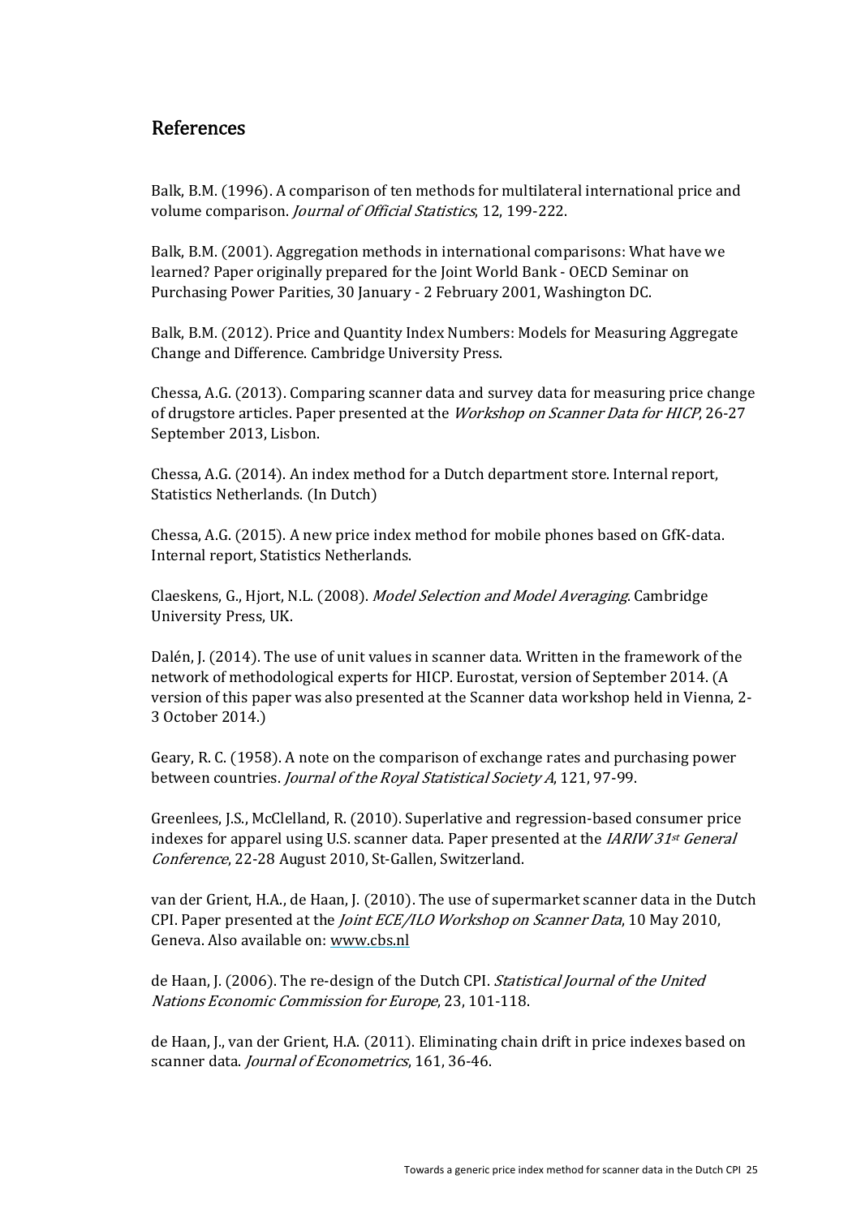## References

Balk, B.M. (1996). A comparison of ten methods for multilateral international price and volume comparison. *Journal of Official Statistics*, 12, 199-222.

Balk, B.M. (2001). Aggregation methods in international comparisons: What have we learned? Paper originally prepared for the Joint World Bank - OECD Seminar on Purchasing Power Parities, 30 January - 2 February 2001, Washington DC.

Balk, B.M. (2012). Price and Quantity Index Numbers: Models for Measuring Aggregate Change and Difference. Cambridge University Press.

Chessa, A.G. (2013). Comparing scanner data and survey data for measuring price change of drugstore articles. Paper presented at the *Workshop on Scanner Data for HICP*, 26-27 September 2013, Lisbon.

Chessa, A.G. (2014). An index method for a Dutch department store. Internal report, Statistics Netherlands. (In Dutch)

Chessa, A.G. (2015). A new price index method for mobile phones based on GfK-data. Internal report, Statistics Netherlands.

Claeskens, G., Hjort, N.L. (2008). *Model Selection and Model Averaging*. Cambridge University Press, UK.

Dalén, J. (2014). The use of unit values in scanner data. Written in the framework of the network of methodological experts for HICP. Eurostat, version of September 2014. (A version of this paper was also presented at the Scanner data workshop held in Vienna, 2-3 October 2014.)

Geary, R. C. (1958). A note on the comparison of exchange rates and purchasing power between countries. *Journal of the Royal Statistical Society A*, 121, 97-99.

Greenlees, J.S., McClelland, R. (2010). Superlative and regression-based consumer price indexes for apparel using U.S. scanner data. Paper presented at the *IARIW 31st General Conference*, 22-28 August 2010, St-Gallen, Switzerland.

van der Grient, H.A., de Haan, J. (2010). The use of supermarket scanner data in the Dutch CPI. Paper presented at the *Joint ECE/ILO Workshop on Scanner Data*, 10 May 2010, Geneva. Also available on: www.cbs.nl

de Haan, J. (2006). The re-design of the Dutch CPI. *Statistical Journal of the United Nations Economic Commission for Europe*, 23, 101-118.

de Haan, J., van der Grient, H.A. (2011). Eliminating chain drift in price indexes based on scanner data. *Journal of Econometrics*, 161, 36-46.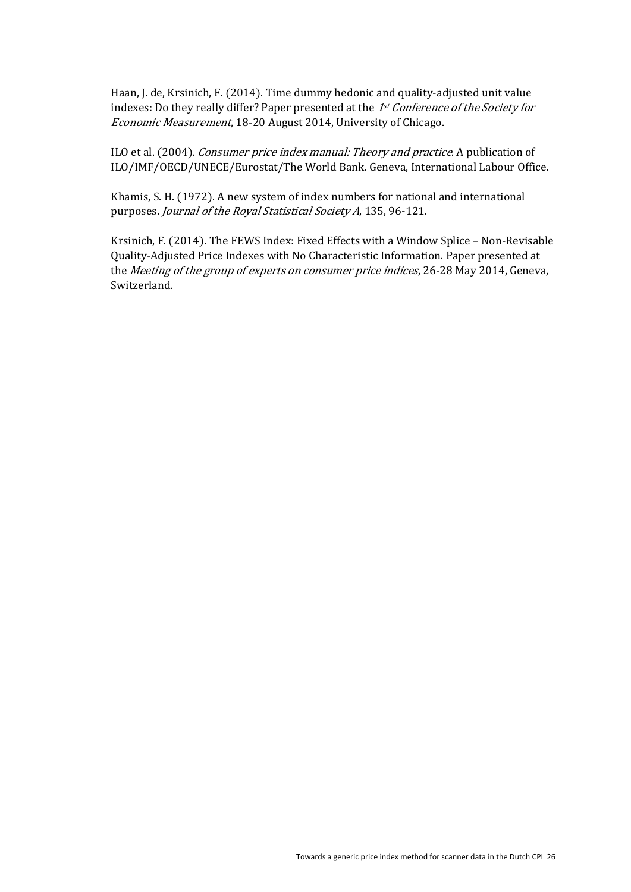Haan, J. de, Krsinich, F. (2014). Time dummy hedonic and quality-adjusted unit value indexes: Do they really differ? Paper presented at the *1st Conference of the Society for Economic Measurement*, 18-20 August 2014, University of Chicago.

ILO et al. (2004). *Consumer price index manual: Theory and practice*. A publication of ILO/IMF/OECD/UNECE/Eurostat/The World Bank. Geneva, International Labour Office.

Khamis, S. H. (1972). A new system of index numbers for national and international purposes. *Journal of the Royal Statistical Society A*, 135, 96-121.

Krsinich, F. (2014). The FEWS Index: Fixed Effects with a Window Splice – Non-Revisable Quality-Adjusted Price Indexes with No Characteristic Information. Paper presented at the *Meeting of the group of experts on consumer price indices*, 26-28 May 2014, Geneva, Switzerland.